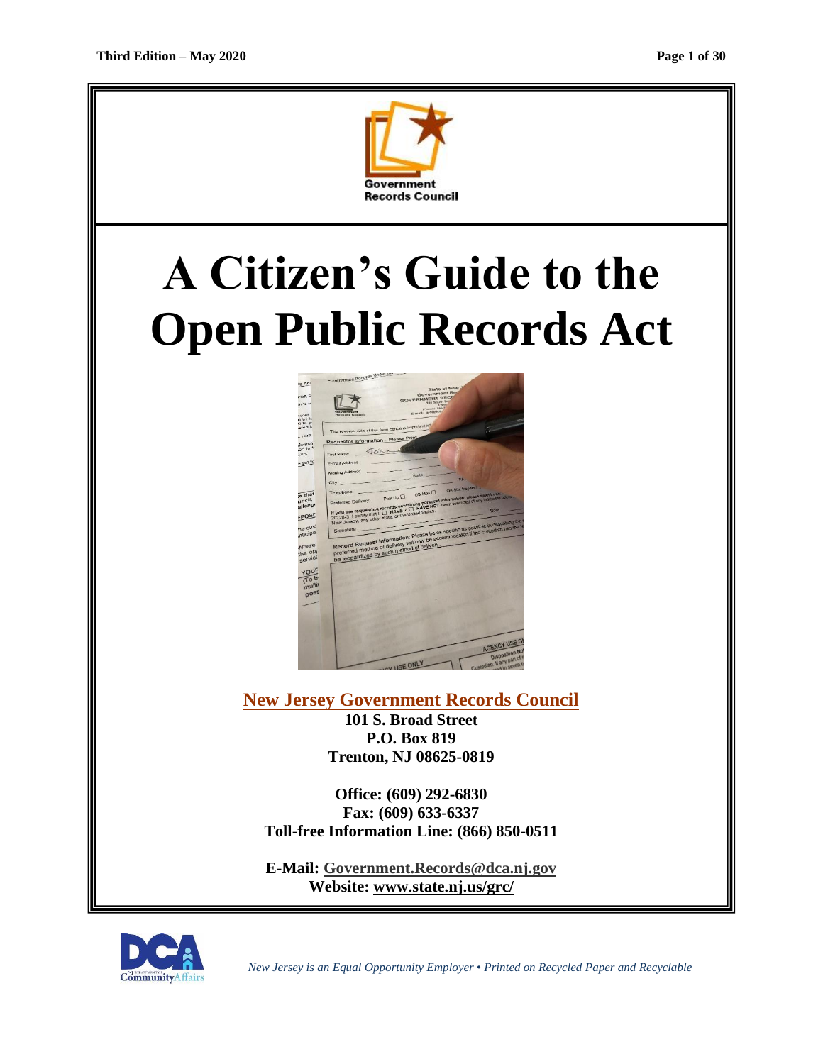Government Records Council

# A Citizen's Guide to the Open Public Records Act

**New Jersey Government Records Council**

**101 S. Broad Street**
**P.O. Box 819**
**Trenton, NJ 08625-0819**

**Office: (609) 292-6830**
**Fax: (609) 633-6337**
**Toll-free Information Line: (866) 850-0511**

**E-Mail: Government.Records@dca.nj.gov**
**Website: www.state.nj.us/grc/**

*New Jersey is an Equal Opportunity Employer • Printed on Recycled Paper and Recyclable*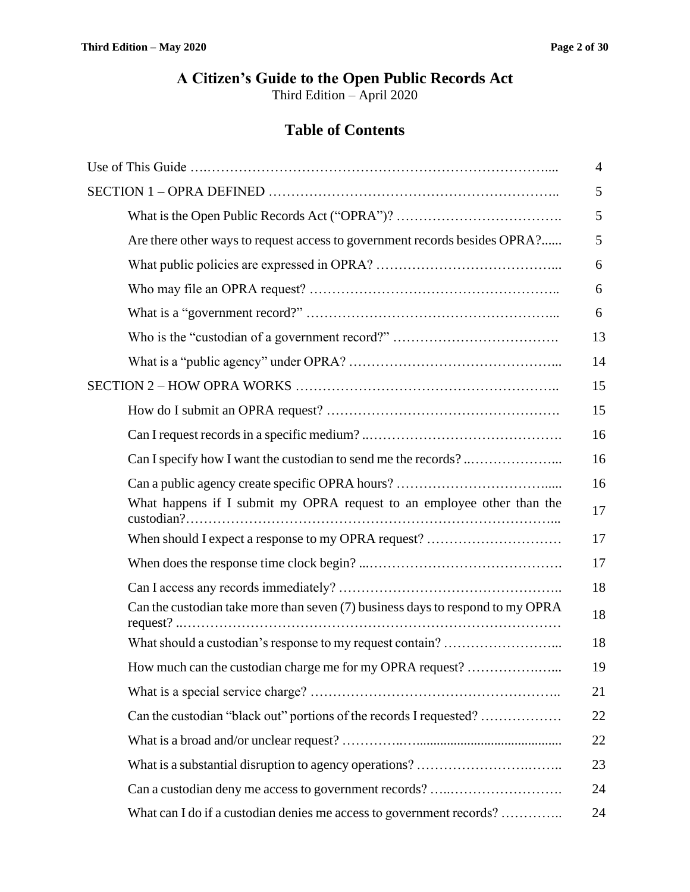# A Citizen's Guide to the Open Public Records Act

Third Edition – April 2020

## Table of Contents

| | |
|---|---|
| Use of This Guide | 4 |
| SECTION 1 – OPRA DEFINED | 5 |
| What is the Open Public Records Act ("OPRA")? | 5 |
| Are there other ways to request access to government records besides OPRA? | 5 |
| What public policies are expressed in OPRA? | 6 |
| Who may file an OPRA request? | 6 |
| What is a "government record?" | 6 |
| Who is the "custodian of a government record?" | 13 |
| What is a "public agency" under OPRA? | 14 |
| SECTION 2 – HOW OPRA WORKS | 15 |
| How do I submit an OPRA request? | 15 |
| Can I request records in a specific medium? | 16 |
| Can I specify how I want the custodian to send me the records? | 16 |
| Can a public agency create specific OPRA hours? | 16 |
| What happens if I submit my OPRA request to an employee other than the custodian? | 17 |
| When should I expect a response to my OPRA request? | 17 |
| When does the response time clock begin? | 17 |
| Can I access any records immediately? | 18 |
| Can the custodian take more than seven (7) business days to respond to my OPRA request? | 18 |
| What should a custodian's response to my request contain? | 18 |
| How much can the custodian charge me for my OPRA request? | 19 |
| What is a special service charge? | 21 |
| Can the custodian "black out" portions of the records I requested? | 22 |
| What is a broad and/or unclear request? | 22 |
| What is a substantial disruption to agency operations? | 23 |
| Can a custodian deny me access to government records? | 24 |
| What can I do if a custodian denies me access to government records? | 24 |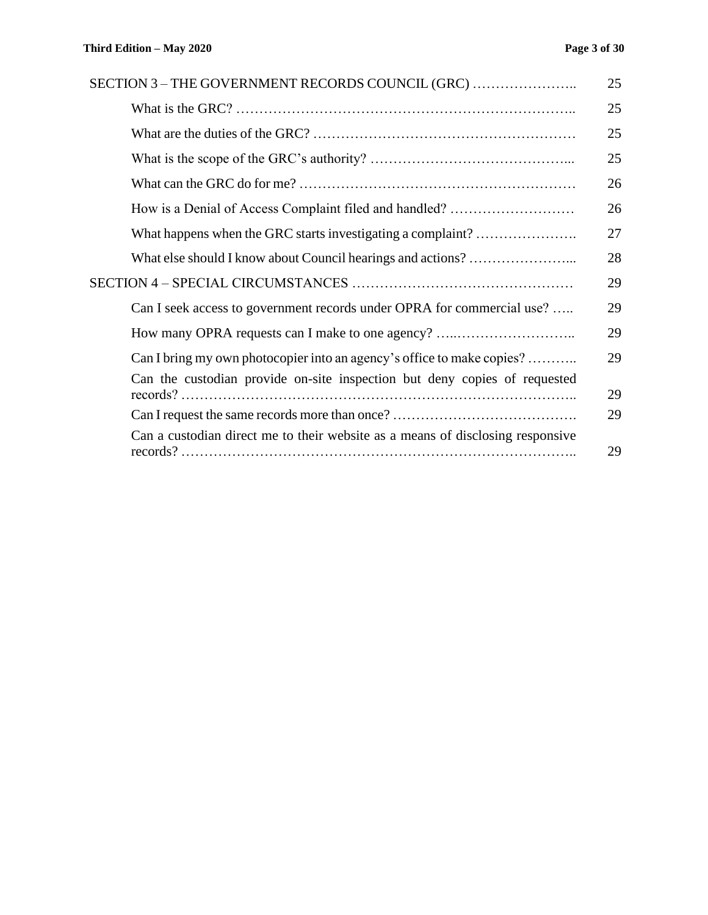| | |
|---|---|
| SECTION 3 – THE GOVERNMENT RECORDS COUNCIL (GRC) ………………….. | 25 |
| What is the GRC? ……………………………………………………………….. | 25 |
| What are the duties of the GRC? ………………………………………………… | 25 |
| What is the scope of the GRC's authority? …………………………………... | 25 |
| What can the GRC do for me? …………………………………………………… | 26 |
| How is a Denial of Access Complaint filed and handled? ……………………… | 26 |
| What happens when the GRC starts investigating a complaint? …………………. | 27 |
| What else should I know about Council hearings and actions? …………………... | 28 |
| SECTION 4 – SPECIAL CIRCUMSTANCES ……………………………………… | 29 |
| Can I seek access to government records under OPRA for commercial use? ….. | 29 |
| How many OPRA requests can I make to one agency? …..…………………….. | 29 |
| Can I bring my own photocopier into an agency's office to make copies? ……….. | 29 |
| Can the custodian provide on-site inspection but deny copies of requested records? ……………………………………………………………………….. | 29 |
| Can I request the same records more than once? …………………………………. | 29 |
| Can a custodian direct me to their website as a means of disclosing responsive records? ……………………………………………………………………….. | 29 |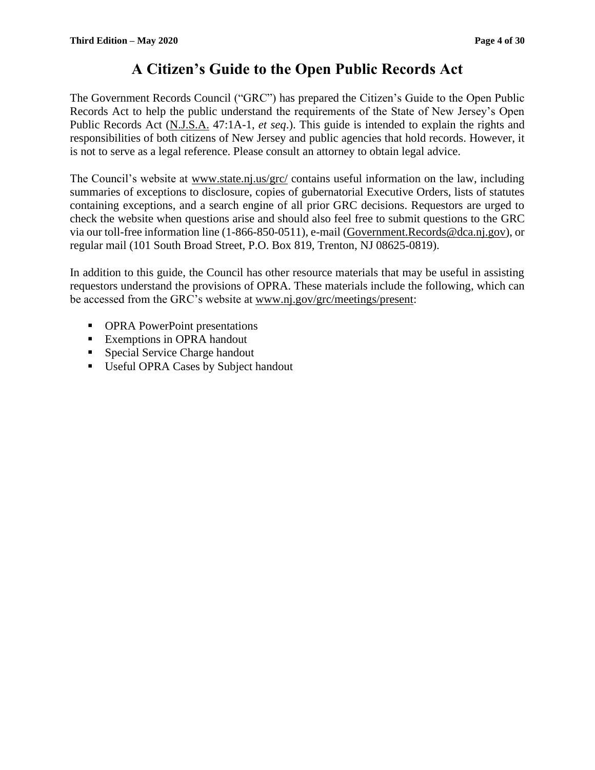# A Citizen's Guide to the Open Public Records Act

The Government Records Council ("GRC") has prepared the Citizen's Guide to the Open Public Records Act to help the public understand the requirements of the State of New Jersey's Open Public Records Act (N.J.S.A. 47:1A-1, *et seq*.). This guide is intended to explain the rights and responsibilities of both citizens of New Jersey and public agencies that hold records. However, it is not to serve as a legal reference. Please consult an attorney to obtain legal advice.

The Council's website at www.state.nj.us/grc/ contains useful information on the law, including summaries of exceptions to disclosure, copies of gubernatorial Executive Orders, lists of statutes containing exceptions, and a search engine of all prior GRC decisions. Requestors are urged to check the website when questions arise and should also feel free to submit questions to the GRC via our toll-free information line (1-866-850-0511), e-mail (Government.Records@dca.nj.gov), or regular mail (101 South Broad Street, P.O. Box 819, Trenton, NJ 08625-0819).

In addition to this guide, the Council has other resource materials that may be useful in assisting requestors understand the provisions of OPRA. These materials include the following, which can be accessed from the GRC's website at www.nj.gov/grc/meetings/present:

- OPRA PowerPoint presentations
- Exemptions in OPRA handout
- Special Service Charge handout
- Useful OPRA Cases by Subject handout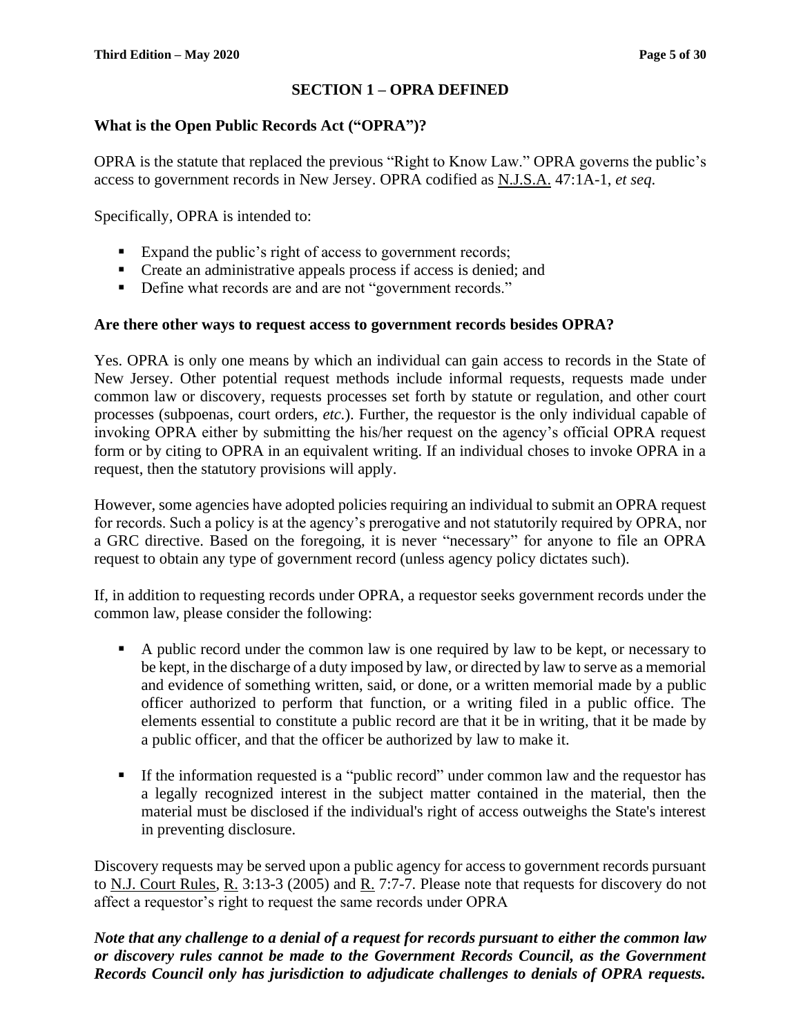## SECTION 1 – OPRA DEFINED

### What is the Open Public Records Act ("OPRA")?

OPRA is the statute that replaced the previous "Right to Know Law." OPRA governs the public's access to government records in New Jersey. OPRA codified as N.J.S.A. 47:1A-1, *et seq*.

Specifically, OPRA is intended to:

- Expand the public's right of access to government records;
- Create an administrative appeals process if access is denied; and
- Define what records are and are not "government records."

### Are there other ways to request access to government records besides OPRA?

Yes. OPRA is only one means by which an individual can gain access to records in the State of New Jersey. Other potential request methods include informal requests, requests made under common law or discovery, requests processes set forth by statute or regulation, and other court processes (subpoenas, court orders, *etc.*). Further, the requestor is the only individual capable of invoking OPRA either by submitting the his/her request on the agency's official OPRA request form or by citing to OPRA in an equivalent writing. If an individual choses to invoke OPRA in a request, then the statutory provisions will apply.

However, some agencies have adopted policies requiring an individual to submit an OPRA request for records. Such a policy is at the agency's prerogative and not statutorily required by OPRA, nor a GRC directive. Based on the foregoing, it is never "necessary" for anyone to file an OPRA request to obtain any type of government record (unless agency policy dictates such).

If, in addition to requesting records under OPRA, a requestor seeks government records under the common law, please consider the following:

- A public record under the common law is one required by law to be kept, or necessary to be kept, in the discharge of a duty imposed by law, or directed by law to serve as a memorial and evidence of something written, said, or done, or a written memorial made by a public officer authorized to perform that function, or a writing filed in a public office. The elements essential to constitute a public record are that it be in writing, that it be made by a public officer, and that the officer be authorized by law to make it.

- If the information requested is a "public record" under common law and the requestor has a legally recognized interest in the subject matter contained in the material, then the material must be disclosed if the individual's right of access outweighs the State's interest in preventing disclosure.

Discovery requests may be served upon a public agency for access to government records pursuant to N.J. Court Rules, R. 3:13-3 (2005) and R. 7:7-7. Please note that requests for discovery do not affect a requestor's right to request the same records under OPRA

***Note that any challenge to a denial of a request for records pursuant to either the common law or discovery rules cannot be made to the Government Records Council, as the Government Records Council only has jurisdiction to adjudicate challenges to denials of OPRA requests.***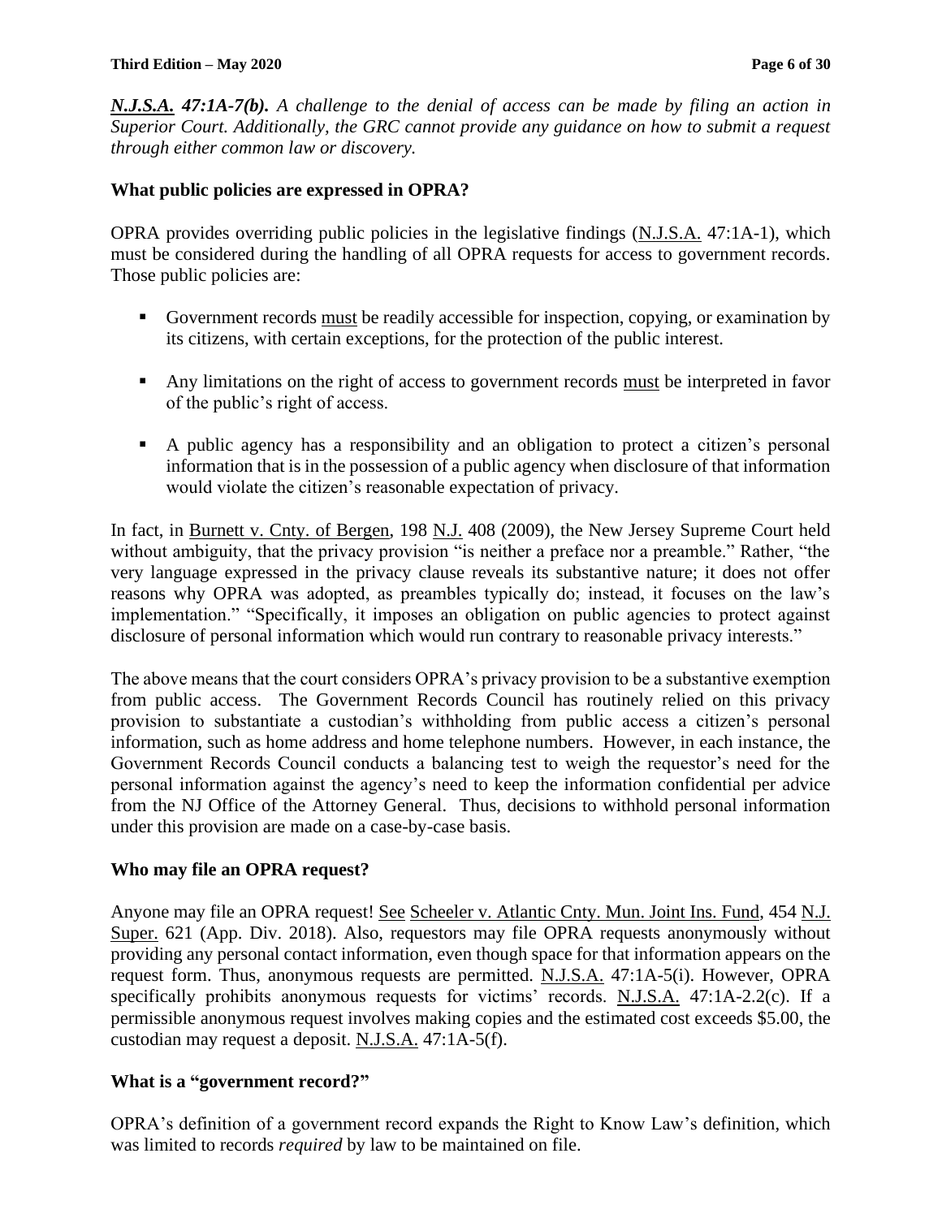***N.J.S.A.* 47:1A-7(b).** *A challenge to the denial of access can be made by filing an action in Superior Court. Additionally, the GRC cannot provide any guidance on how to submit a request through either common law or discovery.*

### What public policies are expressed in OPRA?

OPRA provides overriding public policies in the legislative findings (N.J.S.A. 47:1A-1), which must be considered during the handling of all OPRA requests for access to government records. Those public policies are:

- Government records must be readily accessible for inspection, copying, or examination by its citizens, with certain exceptions, for the protection of the public interest.
- Any limitations on the right of access to government records must be interpreted in favor of the public's right of access.
- A public agency has a responsibility and an obligation to protect a citizen's personal information that is in the possession of a public agency when disclosure of that information would violate the citizen's reasonable expectation of privacy.

In fact, in Burnett v. Cnty. of Bergen, 198 N.J. 408 (2009), the New Jersey Supreme Court held without ambiguity, that the privacy provision "is neither a preface nor a preamble." Rather, "the very language expressed in the privacy clause reveals its substantive nature; it does not offer reasons why OPRA was adopted, as preambles typically do; instead, it focuses on the law's implementation." "Specifically, it imposes an obligation on public agencies to protect against disclosure of personal information which would run contrary to reasonable privacy interests."

The above means that the court considers OPRA's privacy provision to be a substantive exemption from public access. The Government Records Council has routinely relied on this privacy provision to substantiate a custodian's withholding from public access a citizen's personal information, such as home address and home telephone numbers. However, in each instance, the Government Records Council conducts a balancing test to weigh the requestor's need for the personal information against the agency's need to keep the information confidential per advice from the NJ Office of the Attorney General. Thus, decisions to withhold personal information under this provision are made on a case-by-case basis.

### Who may file an OPRA request?

Anyone may file an OPRA request! See Scheeler v. Atlantic Cnty. Mun. Joint Ins. Fund, 454 N.J. Super. 621 (App. Div. 2018). Also, requestors may file OPRA requests anonymously without providing any personal contact information, even though space for that information appears on the request form. Thus, anonymous requests are permitted. N.J.S.A. 47:1A-5(i). However, OPRA specifically prohibits anonymous requests for victims' records. N.J.S.A. 47:1A-2.2(c). If a permissible anonymous request involves making copies and the estimated cost exceeds $5.00, the custodian may request a deposit. N.J.S.A. 47:1A-5(f).

### What is a "government record?"

OPRA's definition of a government record expands the Right to Know Law's definition, which was limited to records *required* by law to be maintained on file.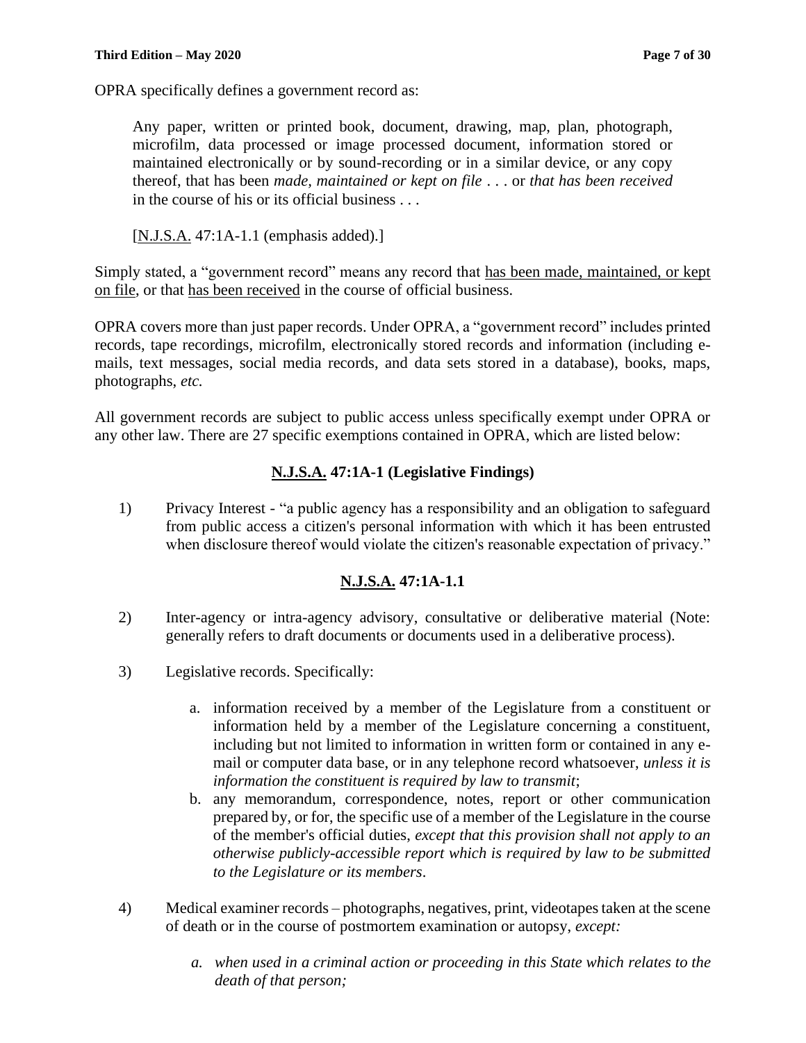OPRA specifically defines a government record as:

> Any paper, written or printed book, document, drawing, map, plan, photograph, microfilm, data processed or image processed document, information stored or maintained electronically or by sound-recording or in a similar device, or any copy thereof, that has been *made, maintained or kept on file* . . . or *that has been received* in the course of his or its official business . . .
>
> [N.J.S.A. 47:1A-1.1 (emphasis added).]

Simply stated, a "government record" means any record that has been made, maintained, or kept on file, or that has been received in the course of official business.

OPRA covers more than just paper records. Under OPRA, a "government record" includes printed records, tape recordings, microfilm, electronically stored records and information (including e-mails, text messages, social media records, and data sets stored in a database), books, maps, photographs, *etc.*

All government records are subject to public access unless specifically exempt under OPRA or any other law. There are 27 specific exemptions contained in OPRA, which are listed below:

## N.J.S.A. 47:1A-1 (Legislative Findings)

1) Privacy Interest - "a public agency has a responsibility and an obligation to safeguard from public access a citizen's personal information with which it has been entrusted when disclosure thereof would violate the citizen's reasonable expectation of privacy."

## N.J.S.A. 47:1A-1.1

2) Inter-agency or intra-agency advisory, consultative or deliberative material (Note: generally refers to draft documents or documents used in a deliberative process).

3) Legislative records. Specifically:

    a. information received by a member of the Legislature from a constituent or information held by a member of the Legislature concerning a constituent, including but not limited to information in written form or contained in any e-mail or computer data base, or in any telephone record whatsoever, *unless it is information the constituent is required by law to transmit*;
    b. any memorandum, correspondence, notes, report or other communication prepared by, or for, the specific use of a member of the Legislature in the course of the member's official duties, *except that this provision shall not apply to an otherwise publicly-accessible report which is required by law to be submitted to the Legislature or its members*.

4) Medical examiner records – photographs, negatives, print, videotapes taken at the scene of death or in the course of postmortem examination or autopsy, *except:*

    *a. when used in a criminal action or proceeding in this State which relates to the death of that person;*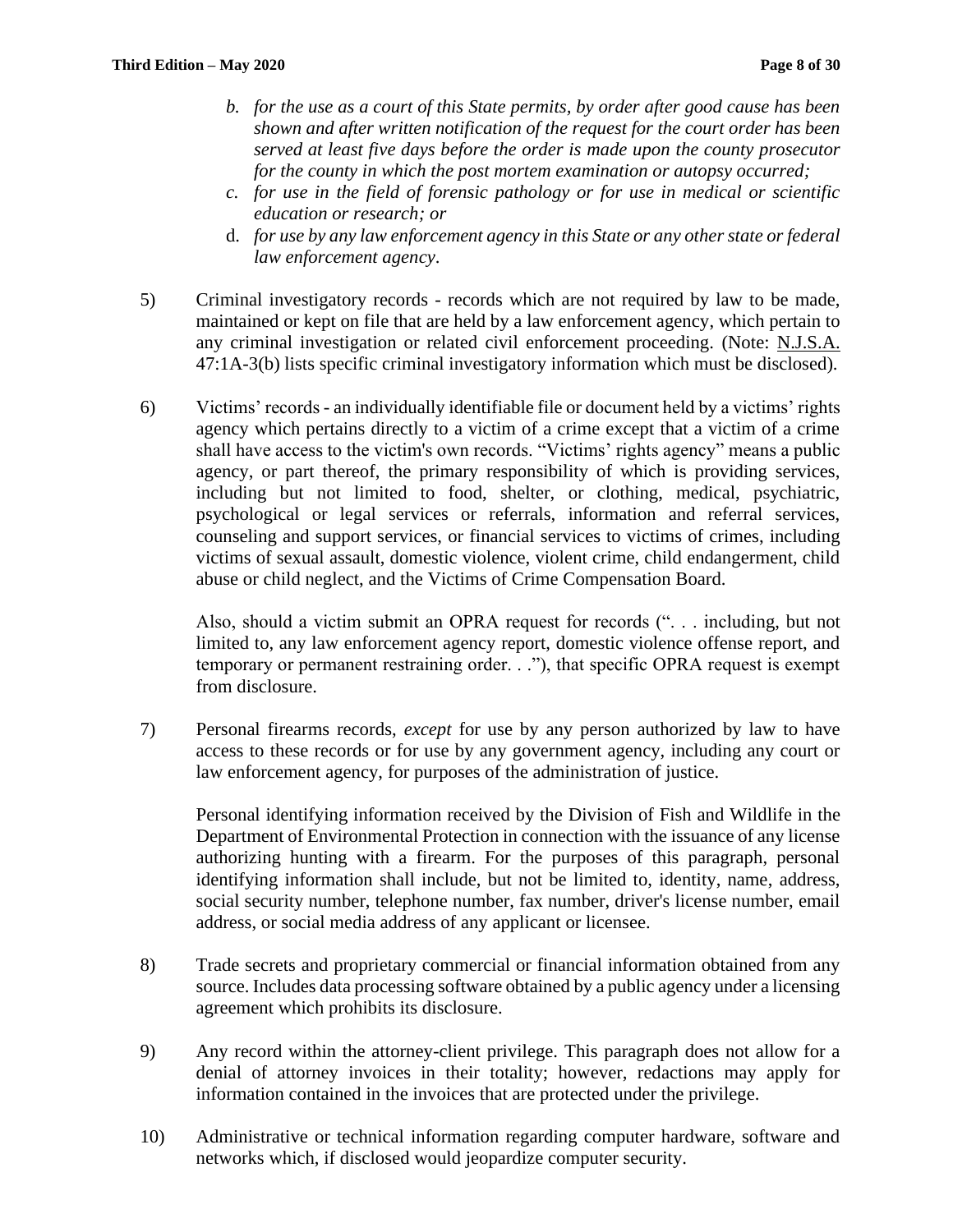b. *for the use as a court of this State permits, by order after good cause has been shown and after written notification of the request for the court order has been served at least five days before the order is made upon the county prosecutor for the county in which the post mortem examination or autopsy occurred;*
   c. *for use in the field of forensic pathology or for use in medical or scientific education or research; or*
   d. *for use by any law enforcement agency in this State or any other state or federal law enforcement agency.*

5) Criminal investigatory records - records which are not required by law to be made, maintained or kept on file that are held by a law enforcement agency, which pertain to any criminal investigation or related civil enforcement proceeding. (Note: N.J.S.A. 47:1A-3(b) lists specific criminal investigatory information which must be disclosed).

6) Victims' records - an individually identifiable file or document held by a victims' rights agency which pertains directly to a victim of a crime except that a victim of a crime shall have access to the victim's own records. "Victims' rights agency" means a public agency, or part thereof, the primary responsibility of which is providing services, including but not limited to food, shelter, or clothing, medical, psychiatric, psychological or legal services or referrals, information and referral services, counseling and support services, or financial services to victims of crimes, including victims of sexual assault, domestic violence, violent crime, child endangerment, child abuse or child neglect, and the Victims of Crime Compensation Board.

   Also, should a victim submit an OPRA request for records (". . . including, but not limited to, any law enforcement agency report, domestic violence offense report, and temporary or permanent restraining order. . ."), that specific OPRA request is exempt from disclosure.

7) Personal firearms records, *except* for use by any person authorized by law to have access to these records or for use by any government agency, including any court or law enforcement agency, for purposes of the administration of justice.

   Personal identifying information received by the Division of Fish and Wildlife in the Department of Environmental Protection in connection with the issuance of any license authorizing hunting with a firearm. For the purposes of this paragraph, personal identifying information shall include, but not be limited to, identity, name, address, social security number, telephone number, fax number, driver's license number, email address, or social media address of any applicant or licensee.

8) Trade secrets and proprietary commercial or financial information obtained from any source. Includes data processing software obtained by a public agency under a licensing agreement which prohibits its disclosure.

9) Any record within the attorney-client privilege. This paragraph does not allow for a denial of attorney invoices in their totality; however, redactions may apply for information contained in the invoices that are protected under the privilege.

10) Administrative or technical information regarding computer hardware, software and networks which, if disclosed would jeopardize computer security.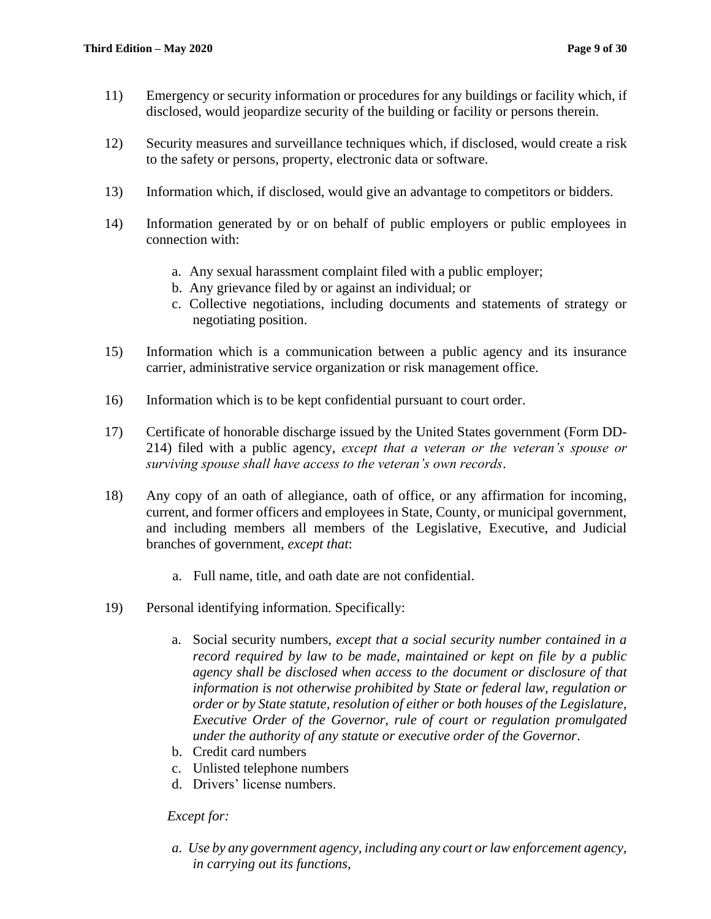11) Emergency or security information or procedures for any buildings or facility which, if disclosed, would jeopardize security of the building or facility or persons therein.

12) Security measures and surveillance techniques which, if disclosed, would create a risk to the safety or persons, property, electronic data or software.

13) Information which, if disclosed, would give an advantage to competitors or bidders.

14) Information generated by or on behalf of public employers or public employees in connection with:

    a. Any sexual harassment complaint filed with a public employer;
    b. Any grievance filed by or against an individual; or
    c. Collective negotiations, including documents and statements of strategy or negotiating position.

15) Information which is a communication between a public agency and its insurance carrier, administrative service organization or risk management office.

16) Information which is to be kept confidential pursuant to court order.

17) Certificate of honorable discharge issued by the United States government (Form DD-214) filed with a public agency, *except that a veteran or the veteran's spouse or surviving spouse shall have access to the veteran's own records*.

18) Any copy of an oath of allegiance, oath of office, or any affirmation for incoming, current, and former officers and employees in State, County, or municipal government, and including members all members of the Legislative, Executive, and Judicial branches of government, *except that*:

    a. Full name, title, and oath date are not confidential.

19) Personal identifying information. Specifically:

    a. Social security numbers, *except that a social security number contained in a record required by law to be made, maintained or kept on file by a public agency shall be disclosed when access to the document or disclosure of that information is not otherwise prohibited by State or federal law, regulation or order or by State statute, resolution of either or both houses of the Legislature, Executive Order of the Governor, rule of court or regulation promulgated under the authority of any statute or executive order of the Governor*.
    b. Credit card numbers
    c. Unlisted telephone numbers
    d. Drivers' license numbers.

    *Except for:*

    *a. Use by any government agency, including any court or law enforcement agency, in carrying out its functions,*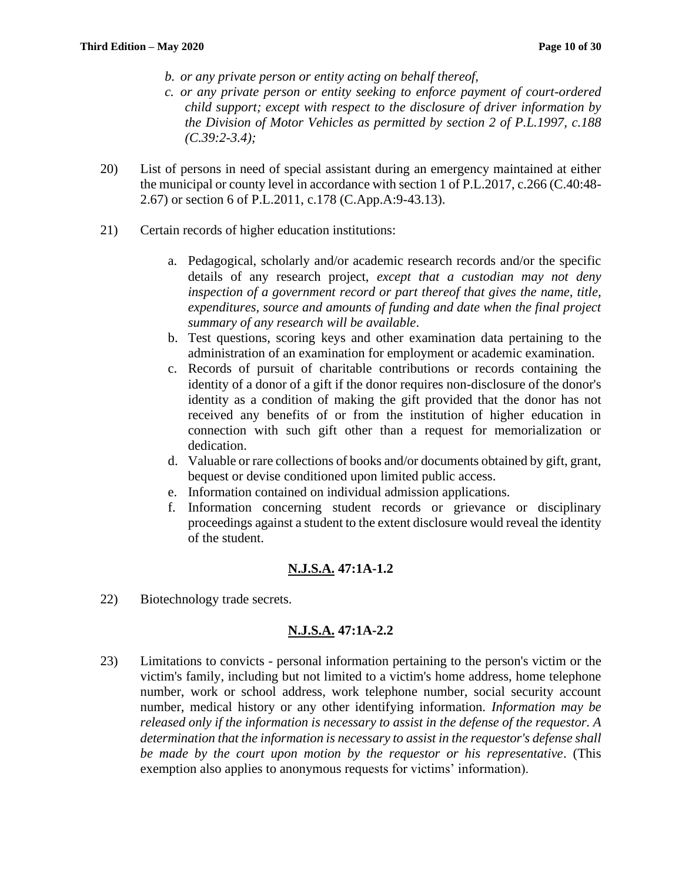*b. or any private person or entity acting on behalf thereof,*

*c. or any private person or entity seeking to enforce payment of court-ordered child support; except with respect to the disclosure of driver information by the Division of Motor Vehicles as permitted by section 2 of P.L.1997, c.188 (C.39:2-3.4);*

20) List of persons in need of special assistant during an emergency maintained at either the municipal or county level in accordance with section 1 of P.L.2017, c.266 (C.40:48-2.67) or section 6 of P.L.2011, c.178 (C.App.A:9-43.13).

21) Certain records of higher education institutions:

   a. Pedagogical, scholarly and/or academic research records and/or the specific details of any research project, *except that a custodian may not deny inspection of a government record or part thereof that gives the name, title, expenditures, source and amounts of funding and date when the final project summary of any research will be available*.
   b. Test questions, scoring keys and other examination data pertaining to the administration of an examination for employment or academic examination.
   c. Records of pursuit of charitable contributions or records containing the identity of a donor of a gift if the donor requires non-disclosure of the donor's identity as a condition of making the gift provided that the donor has not received any benefits of or from the institution of higher education in connection with such gift other than a request for memorialization or dedication.
   d. Valuable or rare collections of books and/or documents obtained by gift, grant, bequest or devise conditioned upon limited public access.
   e. Information contained on individual admission applications.
   f. Information concerning student records or grievance or disciplinary proceedings against a student to the extent disclosure would reveal the identity of the student.

## N.J.S.A. 47:1A-1.2

22) Biotechnology trade secrets.

## N.J.S.A. 47:1A-2.2

23) Limitations to convicts - personal information pertaining to the person's victim or the victim's family, including but not limited to a victim's home address, home telephone number, work or school address, work telephone number, social security account number, medical history or any other identifying information. *Information may be released only if the information is necessary to assist in the defense of the requestor. A determination that the information is necessary to assist in the requestor's defense shall be made by the court upon motion by the requestor or his representative*. (This exemption also applies to anonymous requests for victims' information).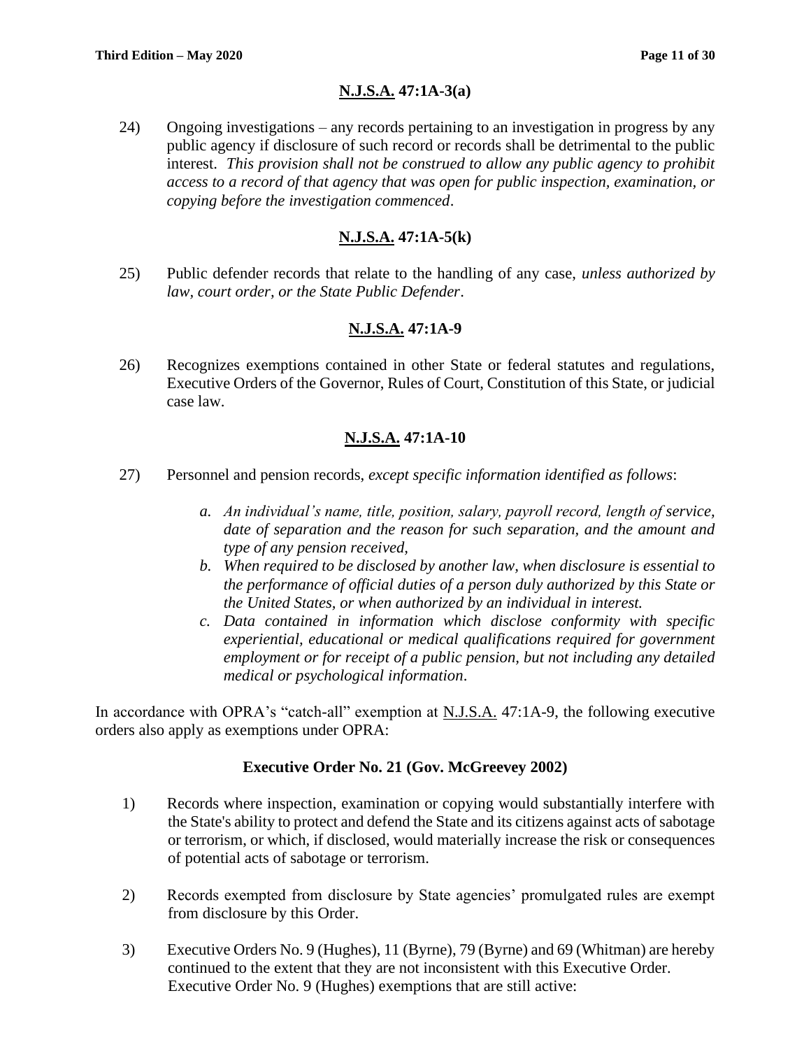**N.J.S.A. 47:1A-3(a)**

24) Ongoing investigations – any records pertaining to an investigation in progress by any public agency if disclosure of such record or records shall be detrimental to the public interest. *This provision shall not be construed to allow any public agency to prohibit access to a record of that agency that was open for public inspection, examination, or copying before the investigation commenced*.

**N.J.S.A. 47:1A-5(k)**

25) Public defender records that relate to the handling of any case, *unless authorized by law, court order, or the State Public Defender*.

**N.J.S.A. 47:1A-9**

26) Recognizes exemptions contained in other State or federal statutes and regulations, Executive Orders of the Governor, Rules of Court, Constitution of this State, or judicial case law.

**N.J.S.A. 47:1A-10**

27) Personnel and pension records, *except specific information identified as follows*:

   *a. An individual's name, title, position, salary, payroll record, length of service, date of separation and the reason for such separation, and the amount and type of any pension received,*

   *b. When required to be disclosed by another law, when disclosure is essential to the performance of official duties of a person duly authorized by this State or the United States, or when authorized by an individual in interest.*

   *c. Data contained in information which disclose conformity with specific experiential, educational or medical qualifications required for government employment or for receipt of a public pension, but not including any detailed medical or psychological information*.

In accordance with OPRA's "catch-all" exemption at N.J.S.A. 47:1A-9, the following executive orders also apply as exemptions under OPRA:

**Executive Order No. 21 (Gov. McGreevey 2002)**

1) Records where inspection, examination or copying would substantially interfere with the State's ability to protect and defend the State and its citizens against acts of sabotage or terrorism, or which, if disclosed, would materially increase the risk or consequences of potential acts of sabotage or terrorism.

2) Records exempted from disclosure by State agencies' promulgated rules are exempt from disclosure by this Order.

3) Executive Orders No. 9 (Hughes), 11 (Byrne), 79 (Byrne) and 69 (Whitman) are hereby continued to the extent that they are not inconsistent with this Executive Order. Executive Order No. 9 (Hughes) exemptions that are still active: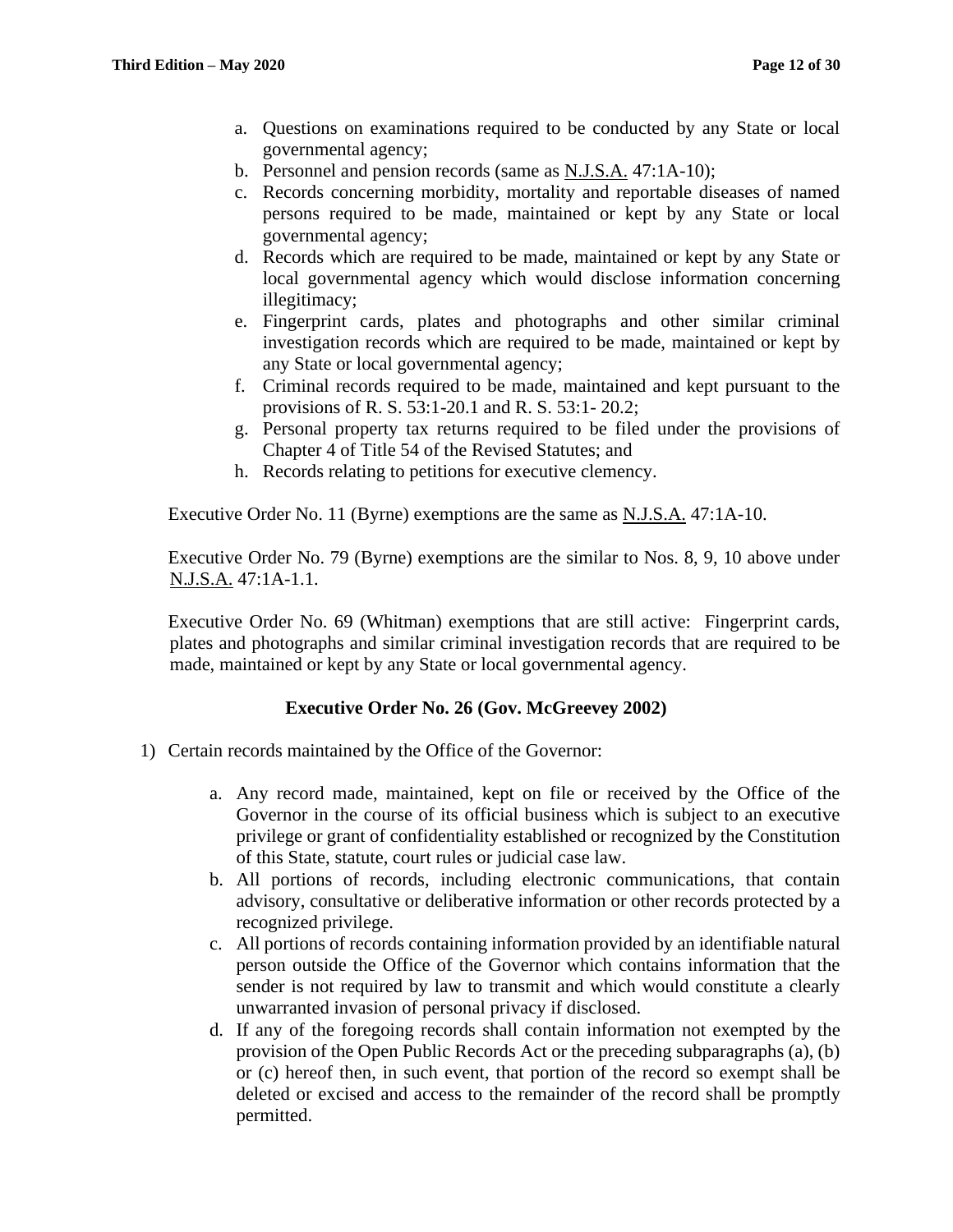a. Questions on examinations required to be conducted by any State or local governmental agency;
b. Personnel and pension records (same as N.J.S.A. 47:1A-10);
c. Records concerning morbidity, mortality and reportable diseases of named persons required to be made, maintained or kept by any State or local governmental agency;
d. Records which are required to be made, maintained or kept by any State or local governmental agency which would disclose information concerning illegitimacy;
e. Fingerprint cards, plates and photographs and other similar criminal investigation records which are required to be made, maintained or kept by any State or local governmental agency;
f. Criminal records required to be made, maintained and kept pursuant to the provisions of R. S. 53:1-20.1 and R. S. 53:1- 20.2;
g. Personal property tax returns required to be filed under the provisions of Chapter 4 of Title 54 of the Revised Statutes; and
h. Records relating to petitions for executive clemency.

Executive Order No. 11 (Byrne) exemptions are the same as N.J.S.A. 47:1A-10.

Executive Order No. 79 (Byrne) exemptions are the similar to Nos. 8, 9, 10 above under N.J.S.A. 47:1A-1.1.

Executive Order No. 69 (Whitman) exemptions that are still active: Fingerprint cards, plates and photographs and similar criminal investigation records that are required to be made, maintained or kept by any State or local governmental agency.

**Executive Order No. 26 (Gov. McGreevey 2002)**

1) Certain records maintained by the Office of the Governor:

   a. Any record made, maintained, kept on file or received by the Office of the Governor in the course of its official business which is subject to an executive privilege or grant of confidentiality established or recognized by the Constitution of this State, statute, court rules or judicial case law.
   b. All portions of records, including electronic communications, that contain advisory, consultative or deliberative information or other records protected by a recognized privilege.
   c. All portions of records containing information provided by an identifiable natural person outside the Office of the Governor which contains information that the sender is not required by law to transmit and which would constitute a clearly unwarranted invasion of personal privacy if disclosed.
   d. If any of the foregoing records shall contain information not exempted by the provision of the Open Public Records Act or the preceding subparagraphs (a), (b) or (c) hereof then, in such event, that portion of the record so exempt shall be deleted or excised and access to the remainder of the record shall be promptly permitted.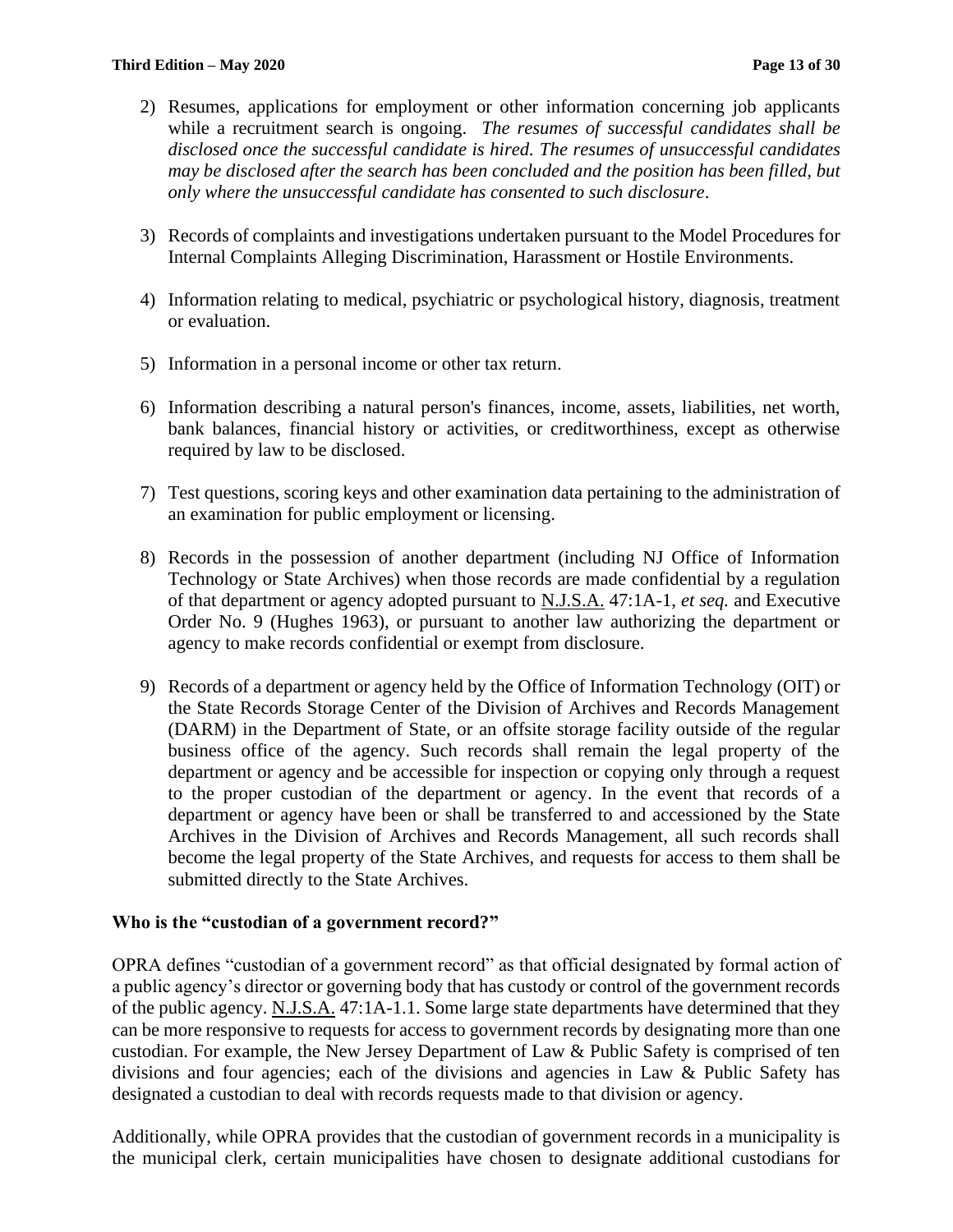2) Resumes, applications for employment or other information concerning job applicants while a recruitment search is ongoing. *The resumes of successful candidates shall be disclosed once the successful candidate is hired. The resumes of unsuccessful candidates may be disclosed after the search has been concluded and the position has been filled, but only where the unsuccessful candidate has consented to such disclosure*.

3) Records of complaints and investigations undertaken pursuant to the Model Procedures for Internal Complaints Alleging Discrimination, Harassment or Hostile Environments.

4) Information relating to medical, psychiatric or psychological history, diagnosis, treatment or evaluation.

5) Information in a personal income or other tax return.

6) Information describing a natural person's finances, income, assets, liabilities, net worth, bank balances, financial history or activities, or creditworthiness, except as otherwise required by law to be disclosed.

7) Test questions, scoring keys and other examination data pertaining to the administration of an examination for public employment or licensing.

8) Records in the possession of another department (including NJ Office of Information Technology or State Archives) when those records are made confidential by a regulation of that department or agency adopted pursuant to N.J.S.A. 47:1A-1, *et seq.* and Executive Order No. 9 (Hughes 1963), or pursuant to another law authorizing the department or agency to make records confidential or exempt from disclosure.

9) Records of a department or agency held by the Office of Information Technology (OIT) or the State Records Storage Center of the Division of Archives and Records Management (DARM) in the Department of State, or an offsite storage facility outside of the regular business office of the agency. Such records shall remain the legal property of the department or agency and be accessible for inspection or copying only through a request to the proper custodian of the department or agency. In the event that records of a department or agency have been or shall be transferred to and accessioned by the State Archives in the Division of Archives and Records Management, all such records shall become the legal property of the State Archives, and requests for access to them shall be submitted directly to the State Archives.

**Who is the "custodian of a government record?"**

OPRA defines "custodian of a government record" as that official designated by formal action of a public agency's director or governing body that has custody or control of the government records of the public agency. N.J.S.A. 47:1A-1.1. Some large state departments have determined that they can be more responsive to requests for access to government records by designating more than one custodian. For example, the New Jersey Department of Law & Public Safety is comprised of ten divisions and four agencies; each of the divisions and agencies in Law & Public Safety has designated a custodian to deal with records requests made to that division or agency.

Additionally, while OPRA provides that the custodian of government records in a municipality is the municipal clerk, certain municipalities have chosen to designate additional custodians for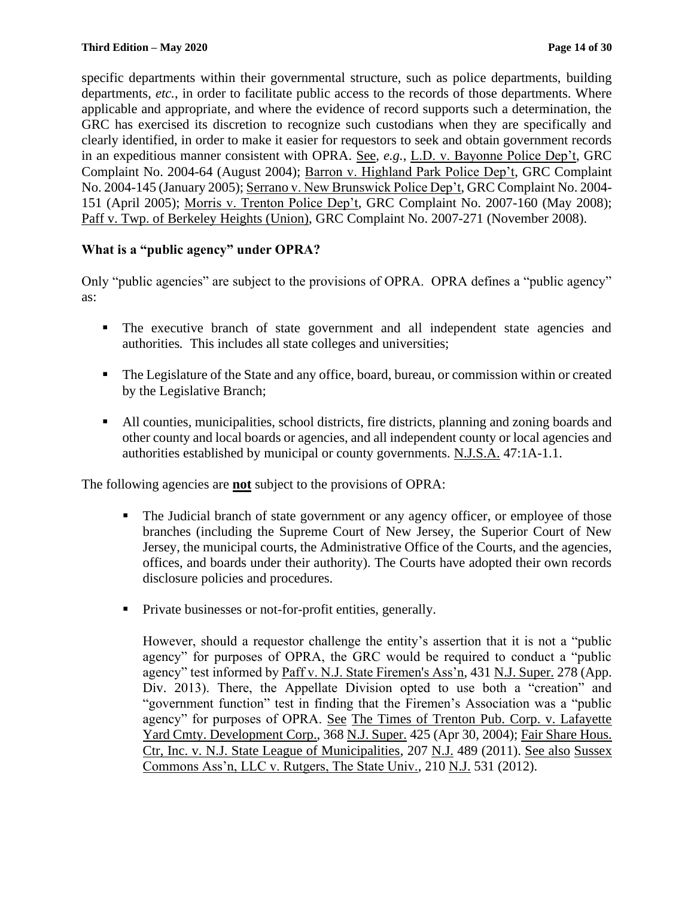specific departments within their governmental structure, such as police departments, building departments, *etc.*, in order to facilitate public access to the records of those departments. Where applicable and appropriate, and where the evidence of record supports such a determination, the GRC has exercised its discretion to recognize such custodians when they are specifically and clearly identified, in order to make it easier for requestors to seek and obtain government records in an expeditious manner consistent with OPRA. See, *e.g.*, L.D. v. Bayonne Police Dep't, GRC Complaint No. 2004-64 (August 2004); Barron v. Highland Park Police Dep't, GRC Complaint No. 2004-145 (January 2005); Serrano v. New Brunswick Police Dep't, GRC Complaint No. 2004-151 (April 2005); Morris v. Trenton Police Dep't, GRC Complaint No. 2007-160 (May 2008); Paff v. Twp. of Berkeley Heights (Union), GRC Complaint No. 2007-271 (November 2008).

### What is a "public agency" under OPRA?

Only "public agencies" are subject to the provisions of OPRA. OPRA defines a "public agency" as:

- The executive branch of state government and all independent state agencies and authorities. This includes all state colleges and universities;
- The Legislature of the State and any office, board, bureau, or commission within or created by the Legislative Branch;
- All counties, municipalities, school districts, fire districts, planning and zoning boards and other county and local boards or agencies, and all independent county or local agencies and authorities established by municipal or county governments. N.J.S.A. 47:1A-1.1.

The following agencies are **not** subject to the provisions of OPRA:

- The Judicial branch of state government or any agency officer, or employee of those branches (including the Supreme Court of New Jersey, the Superior Court of New Jersey, the municipal courts, the Administrative Office of the Courts, and the agencies, offices, and boards under their authority). The Courts have adopted their own records disclosure policies and procedures.
- Private businesses or not-for-profit entities, generally.

  However, should a requestor challenge the entity's assertion that it is not a "public agency" for purposes of OPRA, the GRC would be required to conduct a "public agency" test informed by Paff v. N.J. State Firemen's Ass'n, 431 N.J. Super. 278 (App. Div. 2013). There, the Appellate Division opted to use both a "creation" and "government function" test in finding that the Firemen's Association was a "public agency" for purposes of OPRA. See The Times of Trenton Pub. Corp. v. Lafayette Yard Cmty. Development Corp., 368 N.J. Super. 425 (Apr 30, 2004); Fair Share Hous. Ctr, Inc. v. N.J. State League of Municipalities, 207 N.J. 489 (2011). See also Sussex Commons Ass'n, LLC v. Rutgers, The State Univ., 210 N.J. 531 (2012).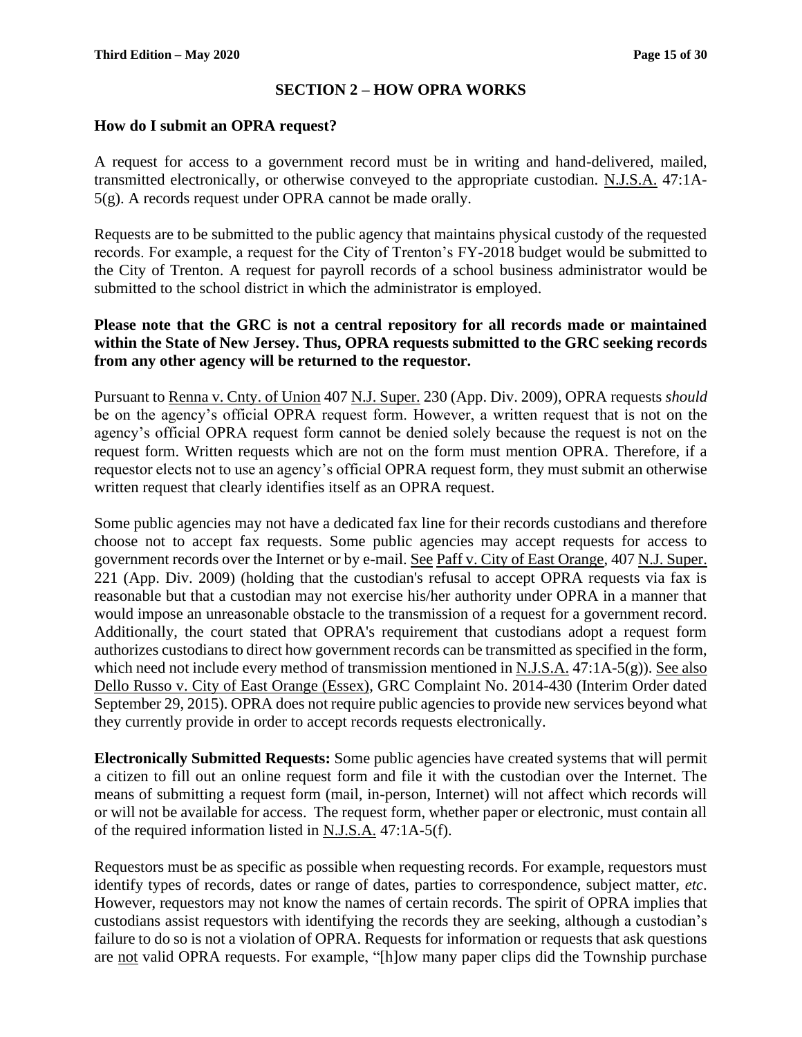## SECTION 2 – HOW OPRA WORKS

### How do I submit an OPRA request?

A request for access to a government record must be in writing and hand-delivered, mailed, transmitted electronically, or otherwise conveyed to the appropriate custodian. N.J.S.A. 47:1A-5(g). A records request under OPRA cannot be made orally.

Requests are to be submitted to the public agency that maintains physical custody of the requested records. For example, a request for the City of Trenton's FY-2018 budget would be submitted to the City of Trenton. A request for payroll records of a school business administrator would be submitted to the school district in which the administrator is employed.

**Please note that the GRC is not a central repository for all records made or maintained within the State of New Jersey. Thus, OPRA requests submitted to the GRC seeking records from any other agency will be returned to the requestor.**

Pursuant to Renna v. Cnty. of Union 407 N.J. Super. 230 (App. Div. 2009), OPRA requests *should* be on the agency's official OPRA request form. However, a written request that is not on the agency's official OPRA request form cannot be denied solely because the request is not on the request form. Written requests which are not on the form must mention OPRA. Therefore, if a requestor elects not to use an agency's official OPRA request form, they must submit an otherwise written request that clearly identifies itself as an OPRA request.

Some public agencies may not have a dedicated fax line for their records custodians and therefore choose not to accept fax requests. Some public agencies may accept requests for access to government records over the Internet or by e-mail. See Paff v. City of East Orange, 407 N.J. Super. 221 (App. Div. 2009) (holding that the custodian's refusal to accept OPRA requests via fax is reasonable but that a custodian may not exercise his/her authority under OPRA in a manner that would impose an unreasonable obstacle to the transmission of a request for a government record. Additionally, the court stated that OPRA's requirement that custodians adopt a request form authorizes custodians to direct how government records can be transmitted as specified in the form, which need not include every method of transmission mentioned in N.J.S.A. 47:1A-5(g)). See also Dello Russo v. City of East Orange (Essex), GRC Complaint No. 2014-430 (Interim Order dated September 29, 2015). OPRA does not require public agencies to provide new services beyond what they currently provide in order to accept records requests electronically.

**Electronically Submitted Requests:** Some public agencies have created systems that will permit a citizen to fill out an online request form and file it with the custodian over the Internet. The means of submitting a request form (mail, in-person, Internet) will not affect which records will or will not be available for access. The request form, whether paper or electronic, must contain all of the required information listed in N.J.S.A. 47:1A-5(f).

Requestors must be as specific as possible when requesting records. For example, requestors must identify types of records, dates or range of dates, parties to correspondence, subject matter, *etc*. However, requestors may not know the names of certain records. The spirit of OPRA implies that custodians assist requestors with identifying the records they are seeking, although a custodian's failure to do so is not a violation of OPRA. Requests for information or requests that ask questions are not valid OPRA requests. For example, "[h]ow many paper clips did the Township purchase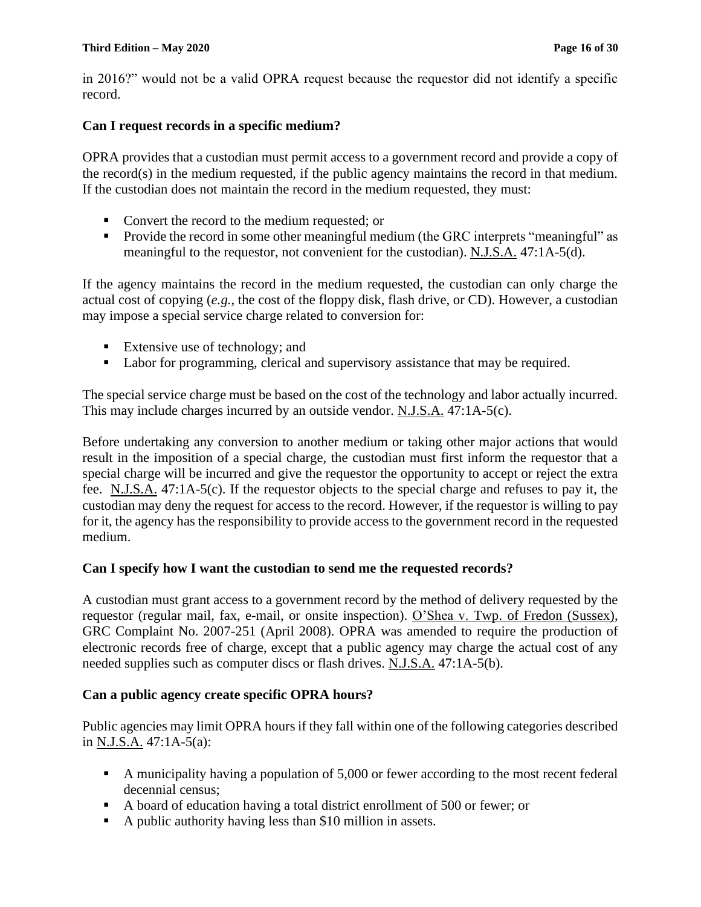in 2016?" would not be a valid OPRA request because the requestor did not identify a specific record.

### Can I request records in a specific medium?

OPRA provides that a custodian must permit access to a government record and provide a copy of the record(s) in the medium requested, if the public agency maintains the record in that medium. If the custodian does not maintain the record in the medium requested, they must:

- Convert the record to the medium requested; or
- Provide the record in some other meaningful medium (the GRC interprets "meaningful" as meaningful to the requestor, not convenient for the custodian). N.J.S.A. 47:1A-5(d).

If the agency maintains the record in the medium requested, the custodian can only charge the actual cost of copying (*e.g.*, the cost of the floppy disk, flash drive, or CD). However, a custodian may impose a special service charge related to conversion for:

- Extensive use of technology; and
- Labor for programming, clerical and supervisory assistance that may be required.

The special service charge must be based on the cost of the technology and labor actually incurred. This may include charges incurred by an outside vendor. N.J.S.A. 47:1A-5(c).

Before undertaking any conversion to another medium or taking other major actions that would result in the imposition of a special charge, the custodian must first inform the requestor that a special charge will be incurred and give the requestor the opportunity to accept or reject the extra fee. N.J.S.A. 47:1A-5(c). If the requestor objects to the special charge and refuses to pay it, the custodian may deny the request for access to the record. However, if the requestor is willing to pay for it, the agency has the responsibility to provide access to the government record in the requested medium.

### Can I specify how I want the custodian to send me the requested records?

A custodian must grant access to a government record by the method of delivery requested by the requestor (regular mail, fax, e-mail, or onsite inspection). O'Shea v. Twp. of Fredon (Sussex), GRC Complaint No. 2007-251 (April 2008). OPRA was amended to require the production of electronic records free of charge, except that a public agency may charge the actual cost of any needed supplies such as computer discs or flash drives. N.J.S.A. 47:1A-5(b).

### Can a public agency create specific OPRA hours?

Public agencies may limit OPRA hours if they fall within one of the following categories described in N.J.S.A. 47:1A-5(a):

- A municipality having a population of 5,000 or fewer according to the most recent federal decennial census;
- A board of education having a total district enrollment of 500 or fewer; or
- A public authority having less than $10 million in assets.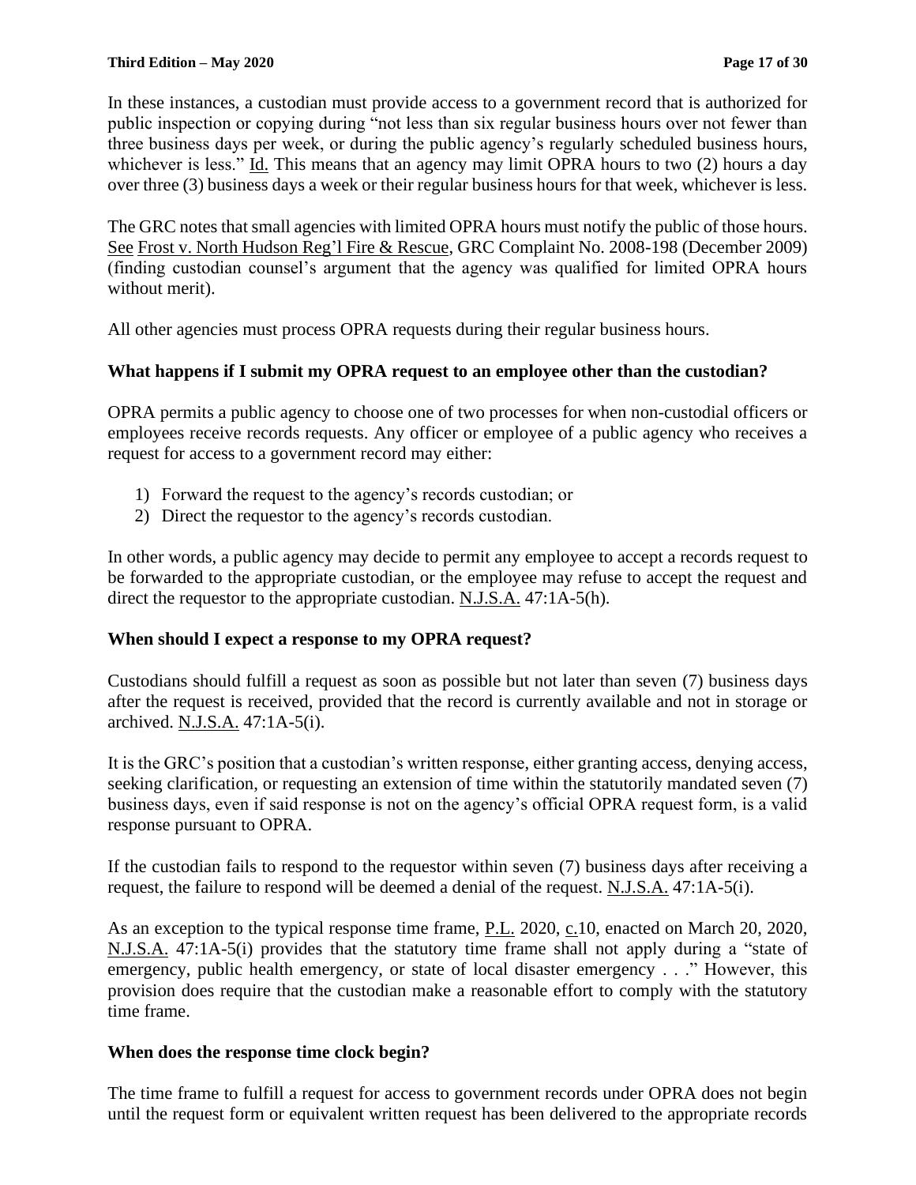In these instances, a custodian must provide access to a government record that is authorized for public inspection or copying during "not less than six regular business hours over not fewer than three business days per week, or during the public agency's regularly scheduled business hours, whichever is less." Id. This means that an agency may limit OPRA hours to two (2) hours a day over three (3) business days a week or their regular business hours for that week, whichever is less.

The GRC notes that small agencies with limited OPRA hours must notify the public of those hours. See Frost v. North Hudson Reg'l Fire & Rescue, GRC Complaint No. 2008-198 (December 2009) (finding custodian counsel's argument that the agency was qualified for limited OPRA hours without merit).

All other agencies must process OPRA requests during their regular business hours.

**What happens if I submit my OPRA request to an employee other than the custodian?**

OPRA permits a public agency to choose one of two processes for when non-custodial officers or employees receive records requests. Any officer or employee of a public agency who receives a request for access to a government record may either:

1) Forward the request to the agency's records custodian; or
2) Direct the requestor to the agency's records custodian.

In other words, a public agency may decide to permit any employee to accept a records request to be forwarded to the appropriate custodian, or the employee may refuse to accept the request and direct the requestor to the appropriate custodian. N.J.S.A. 47:1A-5(h).

**When should I expect a response to my OPRA request?**

Custodians should fulfill a request as soon as possible but not later than seven (7) business days after the request is received, provided that the record is currently available and not in storage or archived. N.J.S.A. 47:1A-5(i).

It is the GRC's position that a custodian's written response, either granting access, denying access, seeking clarification, or requesting an extension of time within the statutorily mandated seven (7) business days, even if said response is not on the agency's official OPRA request form, is a valid response pursuant to OPRA.

If the custodian fails to respond to the requestor within seven (7) business days after receiving a request, the failure to respond will be deemed a denial of the request. N.J.S.A. 47:1A-5(i).

As an exception to the typical response time frame, P.L. 2020, c.10, enacted on March 20, 2020, N.J.S.A. 47:1A-5(i) provides that the statutory time frame shall not apply during a "state of emergency, public health emergency, or state of local disaster emergency . . ." However, this provision does require that the custodian make a reasonable effort to comply with the statutory time frame.

**When does the response time clock begin?**

The time frame to fulfill a request for access to government records under OPRA does not begin until the request form or equivalent written request has been delivered to the appropriate records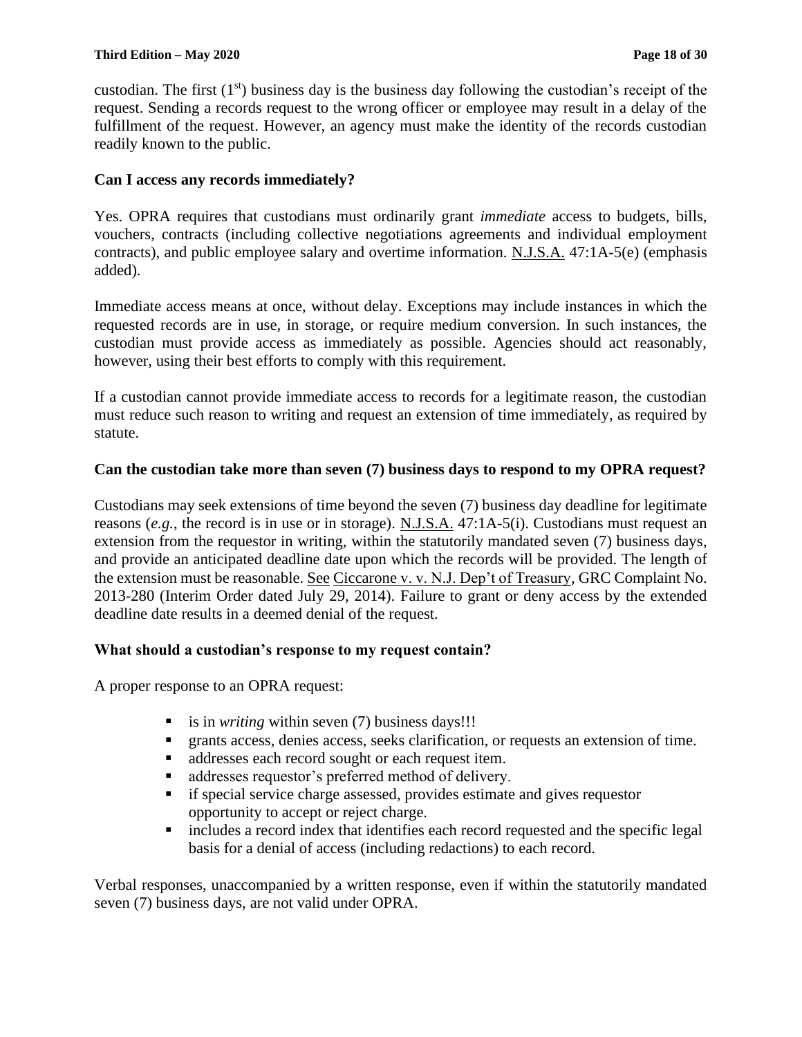custodian. The first (1st) business day is the business day following the custodian's receipt of the request. Sending a records request to the wrong officer or employee may result in a delay of the fulfillment of the request. However, an agency must make the identity of the records custodian readily known to the public.

### Can I access any records immediately?

Yes. OPRA requires that custodians must ordinarily grant *immediate* access to budgets, bills, vouchers, contracts (including collective negotiations agreements and individual employment contracts), and public employee salary and overtime information. N.J.S.A. 47:1A-5(e) (emphasis added).

Immediate access means at once, without delay. Exceptions may include instances in which the requested records are in use, in storage, or require medium conversion. In such instances, the custodian must provide access as immediately as possible. Agencies should act reasonably, however, using their best efforts to comply with this requirement.

If a custodian cannot provide immediate access to records for a legitimate reason, the custodian must reduce such reason to writing and request an extension of time immediately, as required by statute.

### Can the custodian take more than seven (7) business days to respond to my OPRA request?

Custodians may seek extensions of time beyond the seven (7) business day deadline for legitimate reasons (*e.g.*, the record is in use or in storage). N.J.S.A. 47:1A-5(i). Custodians must request an extension from the requestor in writing, within the statutorily mandated seven (7) business days, and provide an anticipated deadline date upon which the records will be provided. The length of the extension must be reasonable. See Ciccarone v. v. N.J. Dep't of Treasury, GRC Complaint No. 2013-280 (Interim Order dated July 29, 2014). Failure to grant or deny access by the extended deadline date results in a deemed denial of the request.

### What should a custodian's response to my request contain?

A proper response to an OPRA request:

- is in *writing* within seven (7) business days!!!
- grants access, denies access, seeks clarification, or requests an extension of time.
- addresses each record sought or each request item.
- addresses requestor's preferred method of delivery.
- if special service charge assessed, provides estimate and gives requestor opportunity to accept or reject charge.
- includes a record index that identifies each record requested and the specific legal basis for a denial of access (including redactions) to each record.

Verbal responses, unaccompanied by a written response, even if within the statutorily mandated seven (7) business days, are not valid under OPRA.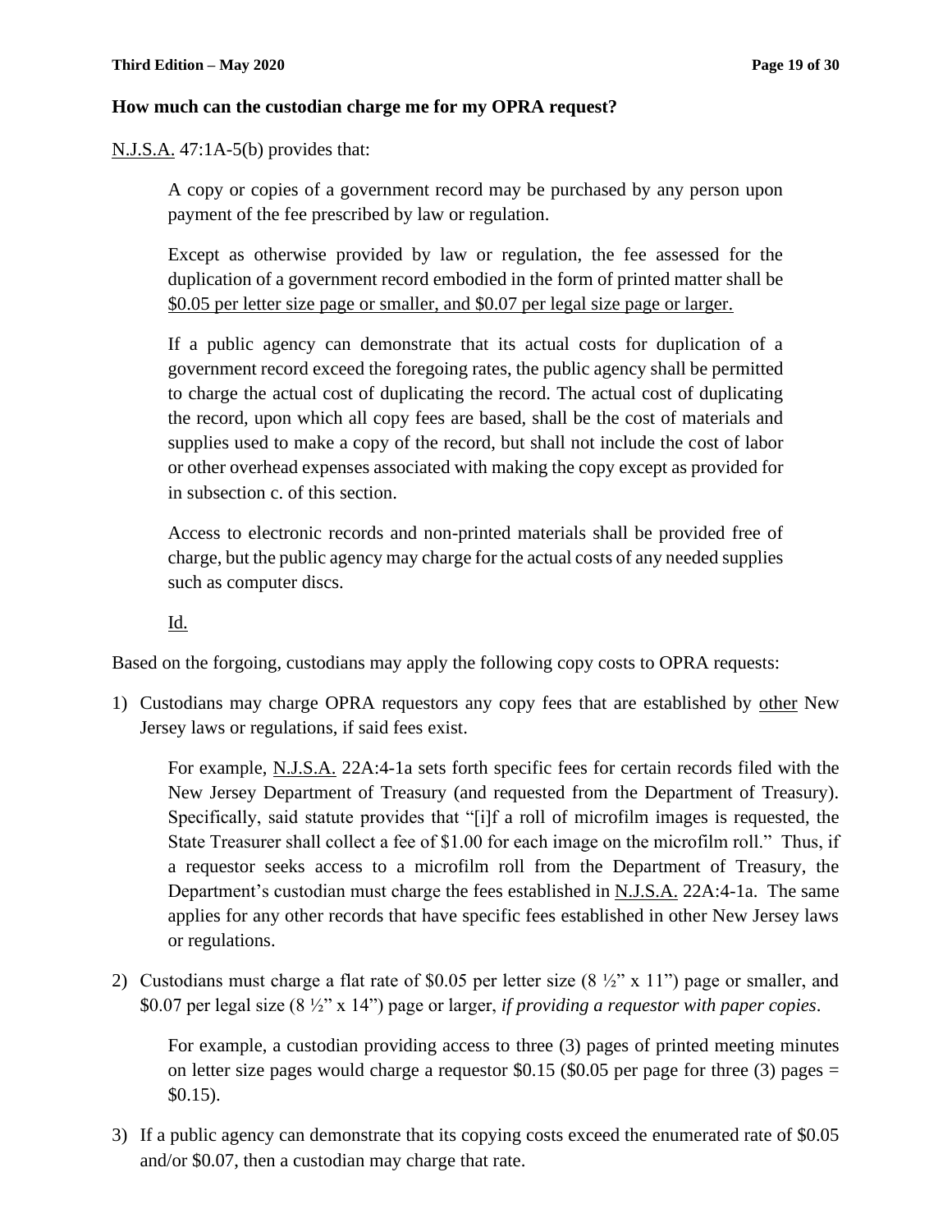**How much can the custodian charge me for my OPRA request?**

N.J.S.A. 47:1A-5(b) provides that:

> A copy or copies of a government record may be purchased by any person upon payment of the fee prescribed by law or regulation.
>
> Except as otherwise provided by law or regulation, the fee assessed for the duplication of a government record embodied in the form of printed matter shall be $0.05 per letter size page or smaller, and $0.07 per legal size page or larger.
>
> If a public agency can demonstrate that its actual costs for duplication of a government record exceed the foregoing rates, the public agency shall be permitted to charge the actual cost of duplicating the record. The actual cost of duplicating the record, upon which all copy fees are based, shall be the cost of materials and supplies used to make a copy of the record, but shall not include the cost of labor or other overhead expenses associated with making the copy except as provided for in subsection c. of this section.
>
> Access to electronic records and non-printed materials shall be provided free of charge, but the public agency may charge for the actual costs of any needed supplies such as computer discs.
>
> Id.

Based on the forgoing, custodians may apply the following copy costs to OPRA requests:

1) Custodians may charge OPRA requestors any copy fees that are established by other New Jersey laws or regulations, if said fees exist.

   For example, N.J.S.A. 22A:4-1a sets forth specific fees for certain records filed with the New Jersey Department of Treasury (and requested from the Department of Treasury). Specifically, said statute provides that "[i]f a roll of microfilm images is requested, the State Treasurer shall collect a fee of $1.00 for each image on the microfilm roll." Thus, if a requestor seeks access to a microfilm roll from the Department of Treasury, the Department's custodian must charge the fees established in N.J.S.A. 22A:4-1a. The same applies for any other records that have specific fees established in other New Jersey laws or regulations.

2) Custodians must charge a flat rate of $0.05 per letter size (8 ½" x 11") page or smaller, and $0.07 per legal size (8 ½" x 14") page or larger, *if providing a requestor with paper copies*.

   For example, a custodian providing access to three (3) pages of printed meeting minutes on letter size pages would charge a requestor $0.15 ($0.05 per page for three (3) pages = $0.15).

3) If a public agency can demonstrate that its copying costs exceed the enumerated rate of $0.05 and/or $0.07, then a custodian may charge that rate.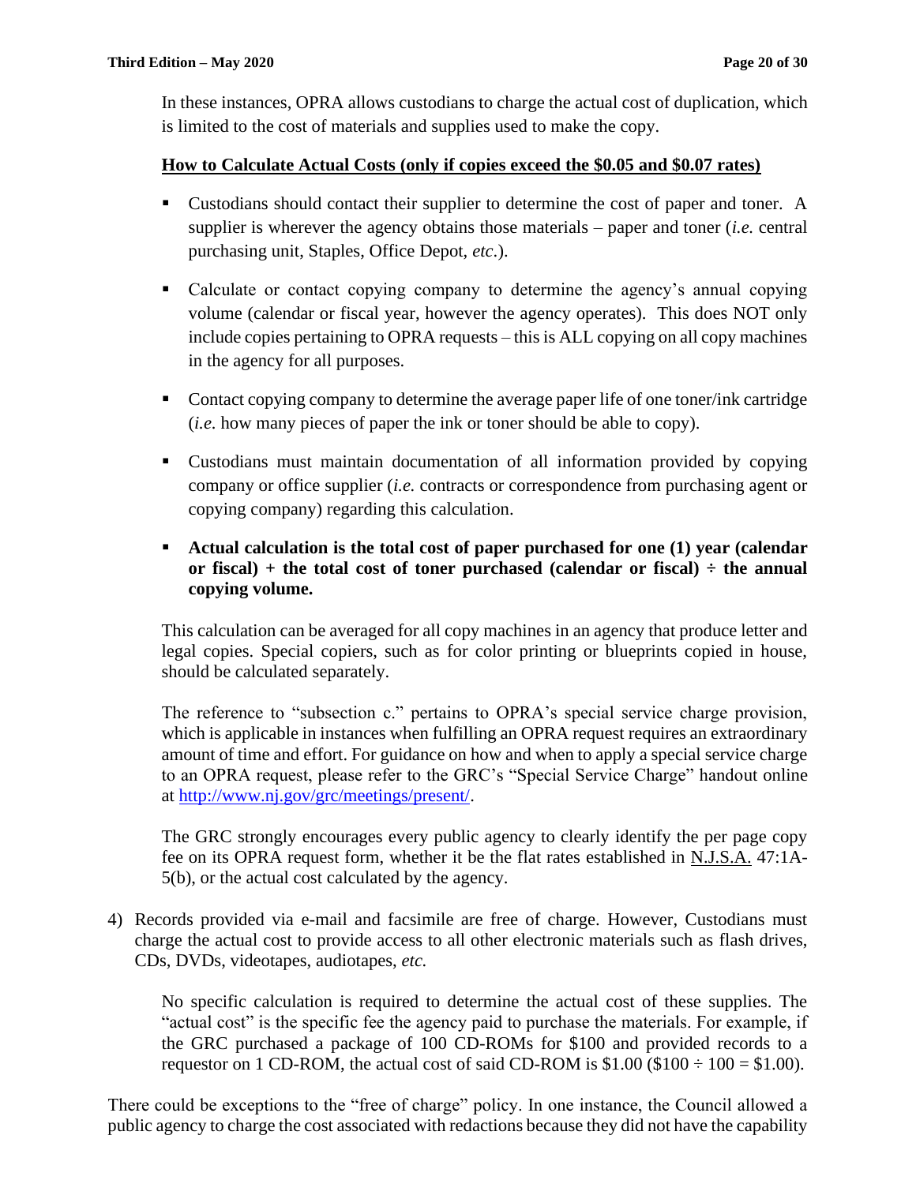In these instances, OPRA allows custodians to charge the actual cost of duplication, which is limited to the cost of materials and supplies used to make the copy.

**<u>How to Calculate Actual Costs (only if copies exceed the $0.05 and $0.07 rates)</u>**

- Custodians should contact their supplier to determine the cost of paper and toner. A supplier is wherever the agency obtains those materials – paper and toner (*i.e.* central purchasing unit, Staples, Office Depot, *etc*.).
- Calculate or contact copying company to determine the agency's annual copying volume (calendar or fiscal year, however the agency operates). This does NOT only include copies pertaining to OPRA requests – this is ALL copying on all copy machines in the agency for all purposes.
- Contact copying company to determine the average paper life of one toner/ink cartridge (*i.e.* how many pieces of paper the ink or toner should be able to copy).
- Custodians must maintain documentation of all information provided by copying company or office supplier (*i.e.* contracts or correspondence from purchasing agent or copying company) regarding this calculation.
- **Actual calculation is the total cost of paper purchased for one (1) year (calendar or fiscal) + the total cost of toner purchased (calendar or fiscal) ÷ the annual copying volume.**

This calculation can be averaged for all copy machines in an agency that produce letter and legal copies. Special copiers, such as for color printing or blueprints copied in house, should be calculated separately.

The reference to "subsection c." pertains to OPRA's special service charge provision, which is applicable in instances when fulfilling an OPRA request requires an extraordinary amount of time and effort. For guidance on how and when to apply a special service charge to an OPRA request, please refer to the GRC's "Special Service Charge" handout online at http://www.nj.gov/grc/meetings/present/.

The GRC strongly encourages every public agency to clearly identify the per page copy fee on its OPRA request form, whether it be the flat rates established in <u>N.J.S.A.</u> 47:1A-5(b), or the actual cost calculated by the agency.

4) Records provided via e-mail and facsimile are free of charge. However, Custodians must charge the actual cost to provide access to all other electronic materials such as flash drives, CDs, DVDs, videotapes, audiotapes, *etc.*

   No specific calculation is required to determine the actual cost of these supplies. The "actual cost" is the specific fee the agency paid to purchase the materials. For example, if the GRC purchased a package of 100 CD-ROMs for $100 and provided records to a requestor on 1 CD-ROM, the actual cost of said CD-ROM is $1.00 ($100 ÷ 100 = $1.00).

There could be exceptions to the "free of charge" policy. In one instance, the Council allowed a public agency to charge the cost associated with redactions because they did not have the capability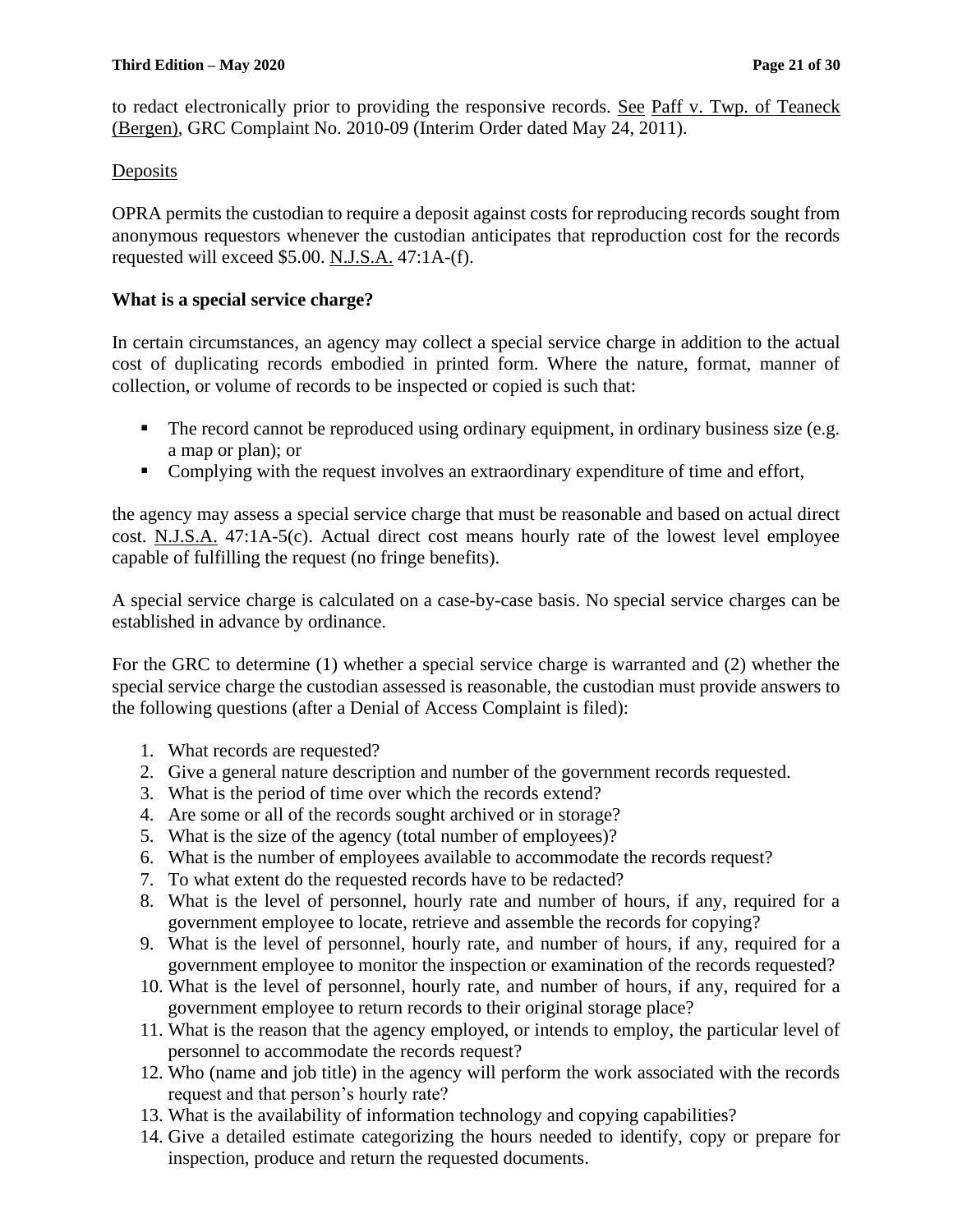to redact electronically prior to providing the responsive records. See Paff v. Twp. of Teaneck (Bergen), GRC Complaint No. 2010-09 (Interim Order dated May 24, 2011).

Deposits

OPRA permits the custodian to require a deposit against costs for reproducing records sought from anonymous requestors whenever the custodian anticipates that reproduction cost for the records requested will exceed $5.00. N.J.S.A. 47:1A-(f).

### What is a special service charge?

In certain circumstances, an agency may collect a special service charge in addition to the actual cost of duplicating records embodied in printed form. Where the nature, format, manner of collection, or volume of records to be inspected or copied is such that:

- The record cannot be reproduced using ordinary equipment, in ordinary business size (e.g. a map or plan); or
- Complying with the request involves an extraordinary expenditure of time and effort,

the agency may assess a special service charge that must be reasonable and based on actual direct cost. N.J.S.A. 47:1A-5(c). Actual direct cost means hourly rate of the lowest level employee capable of fulfilling the request (no fringe benefits).

A special service charge is calculated on a case-by-case basis. No special service charges can be established in advance by ordinance.

For the GRC to determine (1) whether a special service charge is warranted and (2) whether the special service charge the custodian assessed is reasonable, the custodian must provide answers to the following questions (after a Denial of Access Complaint is filed):

1. What records are requested?
2. Give a general nature description and number of the government records requested.
3. What is the period of time over which the records extend?
4. Are some or all of the records sought archived or in storage?
5. What is the size of the agency (total number of employees)?
6. What is the number of employees available to accommodate the records request?
7. To what extent do the requested records have to be redacted?
8. What is the level of personnel, hourly rate and number of hours, if any, required for a government employee to locate, retrieve and assemble the records for copying?
9. What is the level of personnel, hourly rate, and number of hours, if any, required for a government employee to monitor the inspection or examination of the records requested?
10. What is the level of personnel, hourly rate, and number of hours, if any, required for a government employee to return records to their original storage place?
11. What is the reason that the agency employed, or intends to employ, the particular level of personnel to accommodate the records request?
12. Who (name and job title) in the agency will perform the work associated with the records request and that person's hourly rate?
13. What is the availability of information technology and copying capabilities?
14. Give a detailed estimate categorizing the hours needed to identify, copy or prepare for inspection, produce and return the requested documents.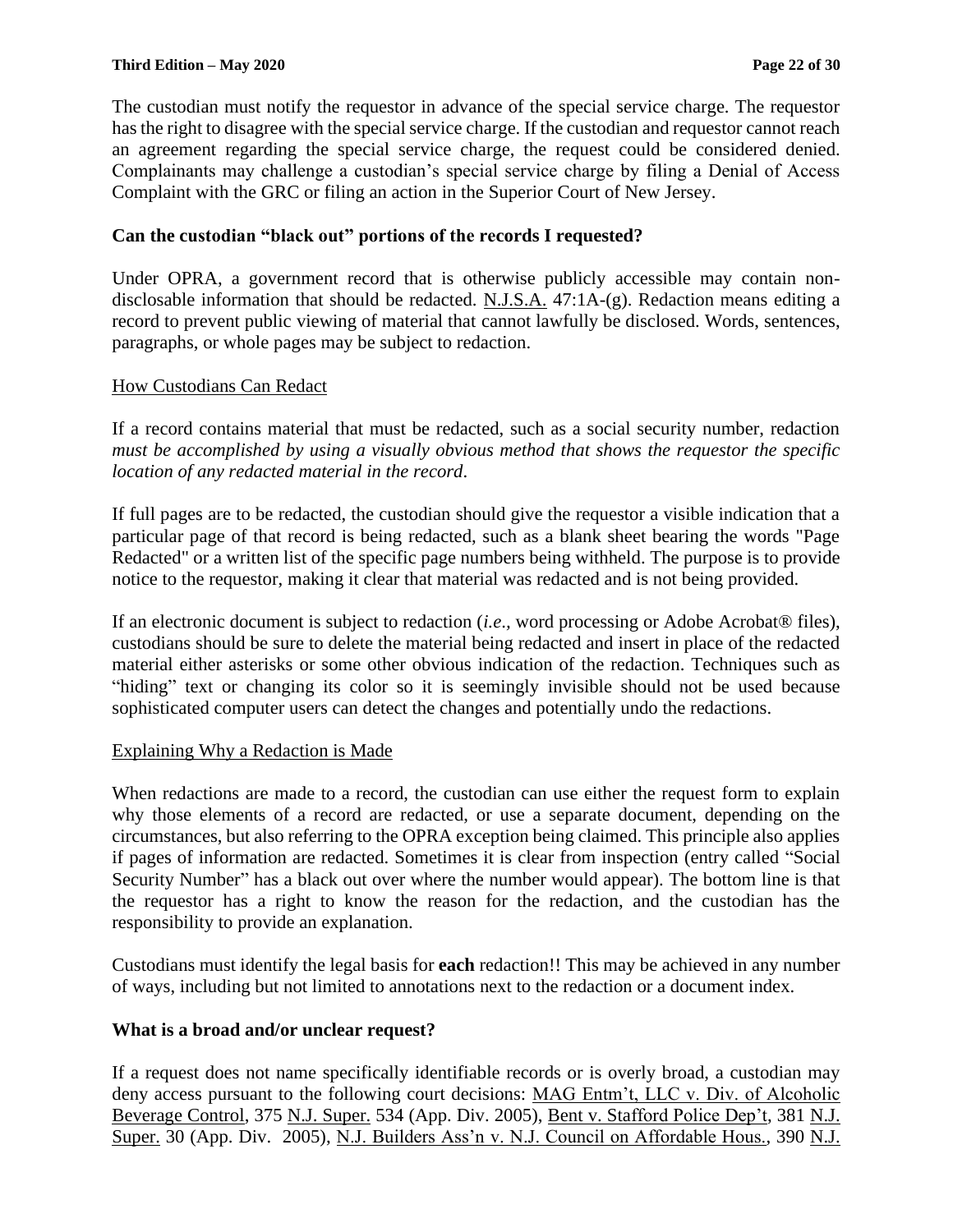The custodian must notify the requestor in advance of the special service charge. The requestor has the right to disagree with the special service charge. If the custodian and requestor cannot reach an agreement regarding the special service charge, the request could be considered denied. Complainants may challenge a custodian's special service charge by filing a Denial of Access Complaint with the GRC or filing an action in the Superior Court of New Jersey.

### Can the custodian "black out" portions of the records I requested?

Under OPRA, a government record that is otherwise publicly accessible may contain non-disclosable information that should be redacted. N.J.S.A. 47:1A-(g). Redaction means editing a record to prevent public viewing of material that cannot lawfully be disclosed. Words, sentences, paragraphs, or whole pages may be subject to redaction.

How Custodians Can Redact

If a record contains material that must be redacted, such as a social security number, redaction *must be accomplished by using a visually obvious method that shows the requestor the specific location of any redacted material in the record*.

If full pages are to be redacted, the custodian should give the requestor a visible indication that a particular page of that record is being redacted, such as a blank sheet bearing the words "Page Redacted" or a written list of the specific page numbers being withheld. The purpose is to provide notice to the requestor, making it clear that material was redacted and is not being provided.

If an electronic document is subject to redaction (*i.e*., word processing or Adobe Acrobat® files), custodians should be sure to delete the material being redacted and insert in place of the redacted material either asterisks or some other obvious indication of the redaction. Techniques such as "hiding" text or changing its color so it is seemingly invisible should not be used because sophisticated computer users can detect the changes and potentially undo the redactions.

Explaining Why a Redaction is Made

When redactions are made to a record, the custodian can use either the request form to explain why those elements of a record are redacted, or use a separate document, depending on the circumstances, but also referring to the OPRA exception being claimed. This principle also applies if pages of information are redacted. Sometimes it is clear from inspection (entry called "Social Security Number" has a black out over where the number would appear). The bottom line is that the requestor has a right to know the reason for the redaction, and the custodian has the responsibility to provide an explanation.

Custodians must identify the legal basis for **each** redaction!! This may be achieved in any number of ways, including but not limited to annotations next to the redaction or a document index.

### What is a broad and/or unclear request?

If a request does not name specifically identifiable records or is overly broad, a custodian may deny access pursuant to the following court decisions: MAG Entm't, LLC v. Div. of Alcoholic Beverage Control, 375 N.J. Super. 534 (App. Div. 2005), Bent v. Stafford Police Dep't, 381 N.J. Super. 30 (App. Div. 2005), N.J. Builders Ass'n v. N.J. Council on Affordable Hous., 390 N.J.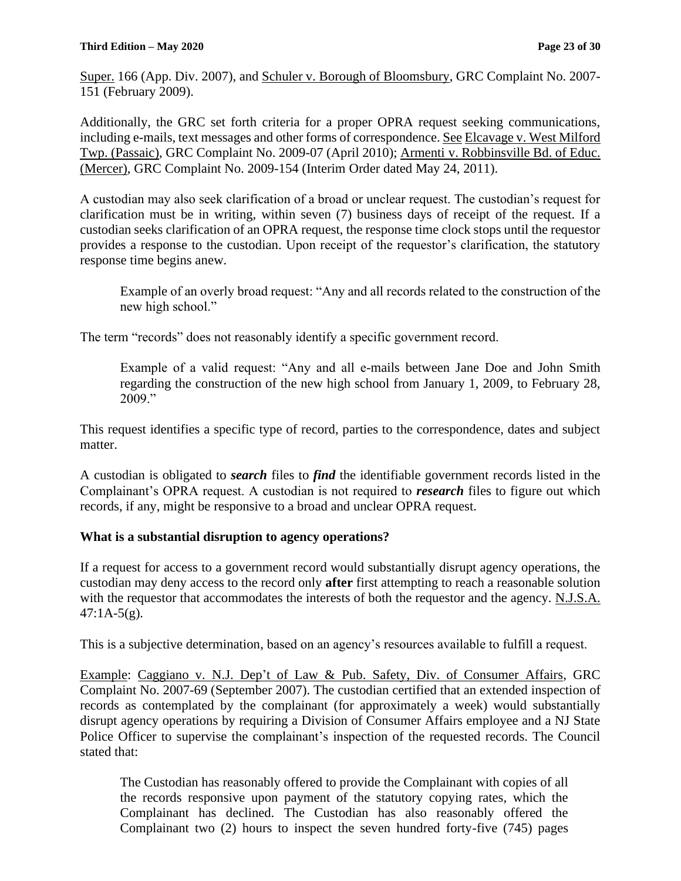Super. 166 (App. Div. 2007), and Schuler v. Borough of Bloomsbury, GRC Complaint No. 2007-151 (February 2009).

Additionally, the GRC set forth criteria for a proper OPRA request seeking communications, including e-mails, text messages and other forms of correspondence. See Elcavage v. West Milford Twp. (Passaic), GRC Complaint No. 2009-07 (April 2010); Armenti v. Robbinsville Bd. of Educ. (Mercer), GRC Complaint No. 2009-154 (Interim Order dated May 24, 2011).

A custodian may also seek clarification of a broad or unclear request. The custodian's request for clarification must be in writing, within seven (7) business days of receipt of the request. If a custodian seeks clarification of an OPRA request, the response time clock stops until the requestor provides a response to the custodian. Upon receipt of the requestor's clarification, the statutory response time begins anew.

> Example of an overly broad request: "Any and all records related to the construction of the new high school."

The term "records" does not reasonably identify a specific government record.

> Example of a valid request: "Any and all e-mails between Jane Doe and John Smith regarding the construction of the new high school from January 1, 2009, to February 28, 2009."

This request identifies a specific type of record, parties to the correspondence, dates and subject matter.

A custodian is obligated to ***search*** files to ***find*** the identifiable government records listed in the Complainant's OPRA request. A custodian is not required to ***research*** files to figure out which records, if any, might be responsive to a broad and unclear OPRA request.

### What is a substantial disruption to agency operations?

If a request for access to a government record would substantially disrupt agency operations, the custodian may deny access to the record only **after** first attempting to reach a reasonable solution with the requestor that accommodates the interests of both the requestor and the agency. N.J.S.A. 47:1A-5(g).

This is a subjective determination, based on an agency's resources available to fulfill a request.

Example: Caggiano v. N.J. Dep't of Law & Pub. Safety, Div. of Consumer Affairs, GRC Complaint No. 2007-69 (September 2007). The custodian certified that an extended inspection of records as contemplated by the complainant (for approximately a week) would substantially disrupt agency operations by requiring a Division of Consumer Affairs employee and a NJ State Police Officer to supervise the complainant's inspection of the requested records. The Council stated that:

> The Custodian has reasonably offered to provide the Complainant with copies of all the records responsive upon payment of the statutory copying rates, which the Complainant has declined. The Custodian has also reasonably offered the Complainant two (2) hours to inspect the seven hundred forty-five (745) pages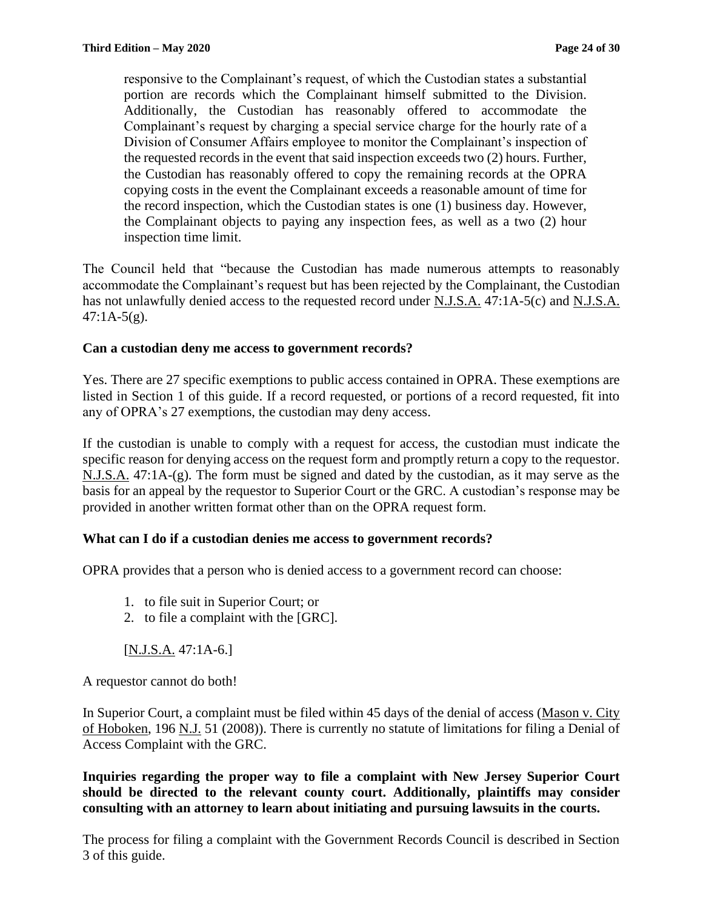> responsive to the Complainant's request, of which the Custodian states a substantial portion are records which the Complainant himself submitted to the Division. Additionally, the Custodian has reasonably offered to accommodate the Complainant's request by charging a special service charge for the hourly rate of a Division of Consumer Affairs employee to monitor the Complainant's inspection of the requested records in the event that said inspection exceeds two (2) hours. Further, the Custodian has reasonably offered to copy the remaining records at the OPRA copying costs in the event the Complainant exceeds a reasonable amount of time for the record inspection, which the Custodian states is one (1) business day. However, the Complainant objects to paying any inspection fees, as well as a two (2) hour inspection time limit.

The Council held that "because the Custodian has made numerous attempts to reasonably accommodate the Complainant's request but has been rejected by the Complainant, the Custodian has not unlawfully denied access to the requested record under N.J.S.A. 47:1A-5(c) and N.J.S.A. 47:1A-5(g).

**Can a custodian deny me access to government records?**

Yes. There are 27 specific exemptions to public access contained in OPRA. These exemptions are listed in Section 1 of this guide. If a record requested, or portions of a record requested, fit into any of OPRA's 27 exemptions, the custodian may deny access.

If the custodian is unable to comply with a request for access, the custodian must indicate the specific reason for denying access on the request form and promptly return a copy to the requestor. N.J.S.A. 47:1A-(g). The form must be signed and dated by the custodian, as it may serve as the basis for an appeal by the requestor to Superior Court or the GRC. A custodian's response may be provided in another written format other than on the OPRA request form.

**What can I do if a custodian denies me access to government records?**

OPRA provides that a person who is denied access to a government record can choose:

1. to file suit in Superior Court; or
2. to file a complaint with the [GRC].

[N.J.S.A. 47:1A-6.]

A requestor cannot do both!

In Superior Court, a complaint must be filed within 45 days of the denial of access (Mason v. City of Hoboken, 196 N.J. 51 (2008)). There is currently no statute of limitations for filing a Denial of Access Complaint with the GRC.

**Inquiries regarding the proper way to file a complaint with New Jersey Superior Court should be directed to the relevant county court. Additionally, plaintiffs may consider consulting with an attorney to learn about initiating and pursuing lawsuits in the courts.**

The process for filing a complaint with the Government Records Council is described in Section 3 of this guide.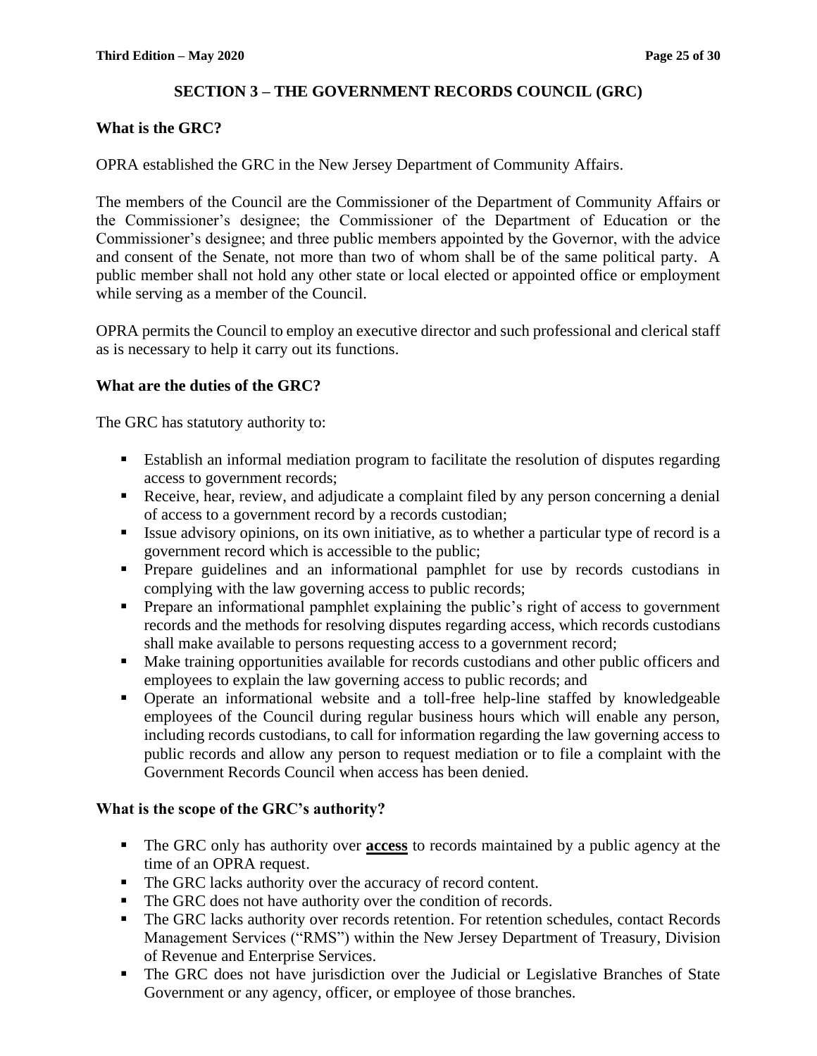## SECTION 3 – THE GOVERNMENT RECORDS COUNCIL (GRC)

### What is the GRC?

OPRA established the GRC in the New Jersey Department of Community Affairs.

The members of the Council are the Commissioner of the Department of Community Affairs or the Commissioner's designee; the Commissioner of the Department of Education or the Commissioner's designee; and three public members appointed by the Governor, with the advice and consent of the Senate, not more than two of whom shall be of the same political party. A public member shall not hold any other state or local elected or appointed office or employment while serving as a member of the Council.

OPRA permits the Council to employ an executive director and such professional and clerical staff as is necessary to help it carry out its functions.

### What are the duties of the GRC?

The GRC has statutory authority to:

- Establish an informal mediation program to facilitate the resolution of disputes regarding access to government records;
- Receive, hear, review, and adjudicate a complaint filed by any person concerning a denial of access to a government record by a records custodian;
- Issue advisory opinions, on its own initiative, as to whether a particular type of record is a government record which is accessible to the public;
- Prepare guidelines and an informational pamphlet for use by records custodians in complying with the law governing access to public records;
- Prepare an informational pamphlet explaining the public's right of access to government records and the methods for resolving disputes regarding access, which records custodians shall make available to persons requesting access to a government record;
- Make training opportunities available for records custodians and other public officers and employees to explain the law governing access to public records; and
- Operate an informational website and a toll-free help-line staffed by knowledgeable employees of the Council during regular business hours which will enable any person, including records custodians, to call for information regarding the law governing access to public records and allow any person to request mediation or to file a complaint with the Government Records Council when access has been denied.

### What is the scope of the GRC's authority?

- The GRC only has authority over **access** to records maintained by a public agency at the time of an OPRA request.
- The GRC lacks authority over the accuracy of record content.
- The GRC does not have authority over the condition of records.
- The GRC lacks authority over records retention. For retention schedules, contact Records Management Services ("RMS") within the New Jersey Department of Treasury, Division of Revenue and Enterprise Services.
- The GRC does not have jurisdiction over the Judicial or Legislative Branches of State Government or any agency, officer, or employee of those branches.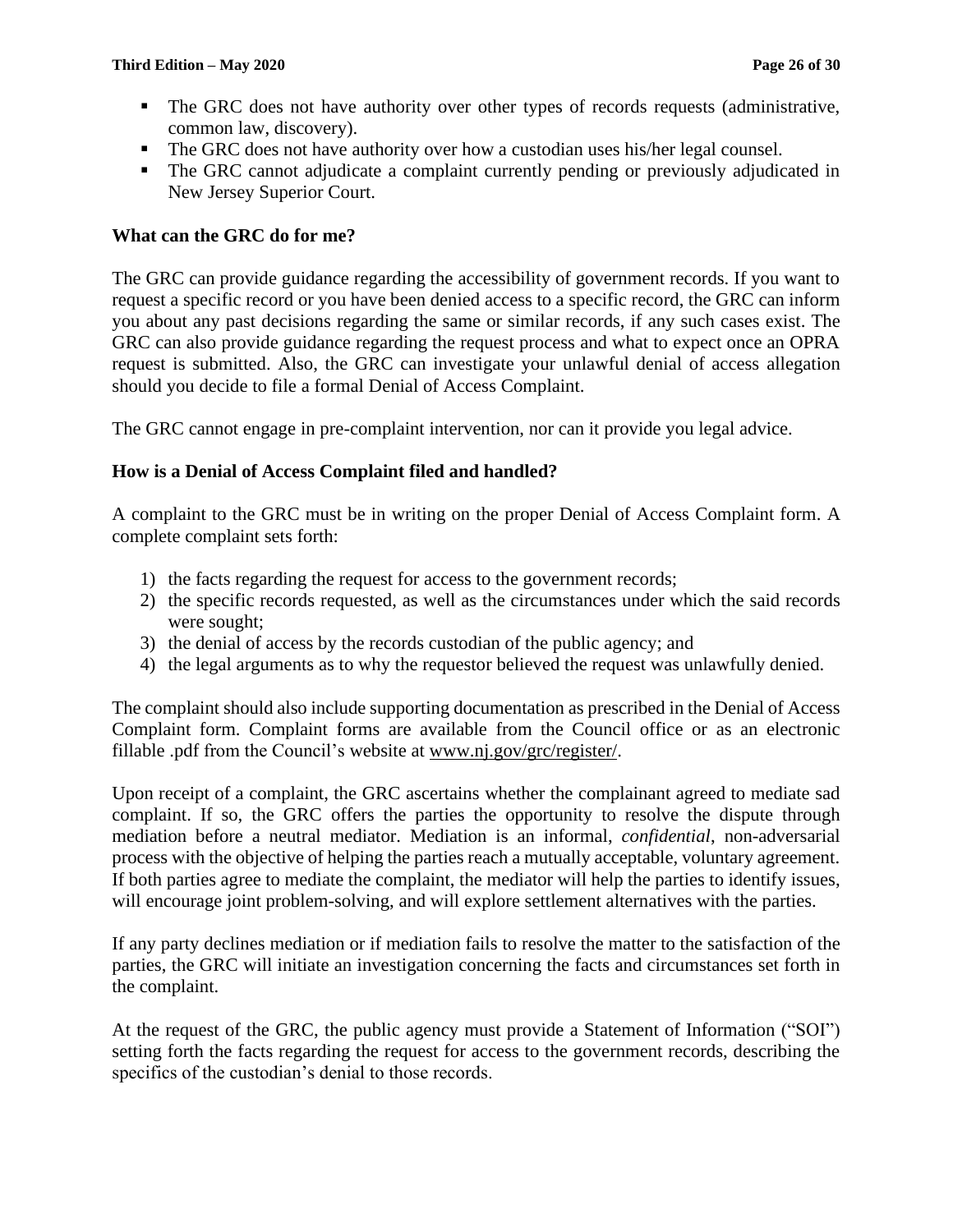- The GRC does not have authority over other types of records requests (administrative, common law, discovery).
- The GRC does not have authority over how a custodian uses his/her legal counsel.
- The GRC cannot adjudicate a complaint currently pending or previously adjudicated in New Jersey Superior Court.

### What can the GRC do for me?

The GRC can provide guidance regarding the accessibility of government records. If you want to request a specific record or you have been denied access to a specific record, the GRC can inform you about any past decisions regarding the same or similar records, if any such cases exist. The GRC can also provide guidance regarding the request process and what to expect once an OPRA request is submitted. Also, the GRC can investigate your unlawful denial of access allegation should you decide to file a formal Denial of Access Complaint.

The GRC cannot engage in pre-complaint intervention, nor can it provide you legal advice.

### How is a Denial of Access Complaint filed and handled?

A complaint to the GRC must be in writing on the proper Denial of Access Complaint form. A complete complaint sets forth:

1) the facts regarding the request for access to the government records;
2) the specific records requested, as well as the circumstances under which the said records were sought;
3) the denial of access by the records custodian of the public agency; and
4) the legal arguments as to why the requestor believed the request was unlawfully denied.

The complaint should also include supporting documentation as prescribed in the Denial of Access Complaint form. Complaint forms are available from the Council office or as an electronic fillable .pdf from the Council's website at www.nj.gov/grc/register/.

Upon receipt of a complaint, the GRC ascertains whether the complainant agreed to mediate sad complaint. If so, the GRC offers the parties the opportunity to resolve the dispute through mediation before a neutral mediator. Mediation is an informal, *confidential*, non-adversarial process with the objective of helping the parties reach a mutually acceptable, voluntary agreement. If both parties agree to mediate the complaint, the mediator will help the parties to identify issues, will encourage joint problem-solving, and will explore settlement alternatives with the parties.

If any party declines mediation or if mediation fails to resolve the matter to the satisfaction of the parties, the GRC will initiate an investigation concerning the facts and circumstances set forth in the complaint.

At the request of the GRC, the public agency must provide a Statement of Information ("SOI") setting forth the facts regarding the request for access to the government records, describing the specifics of the custodian's denial to those records.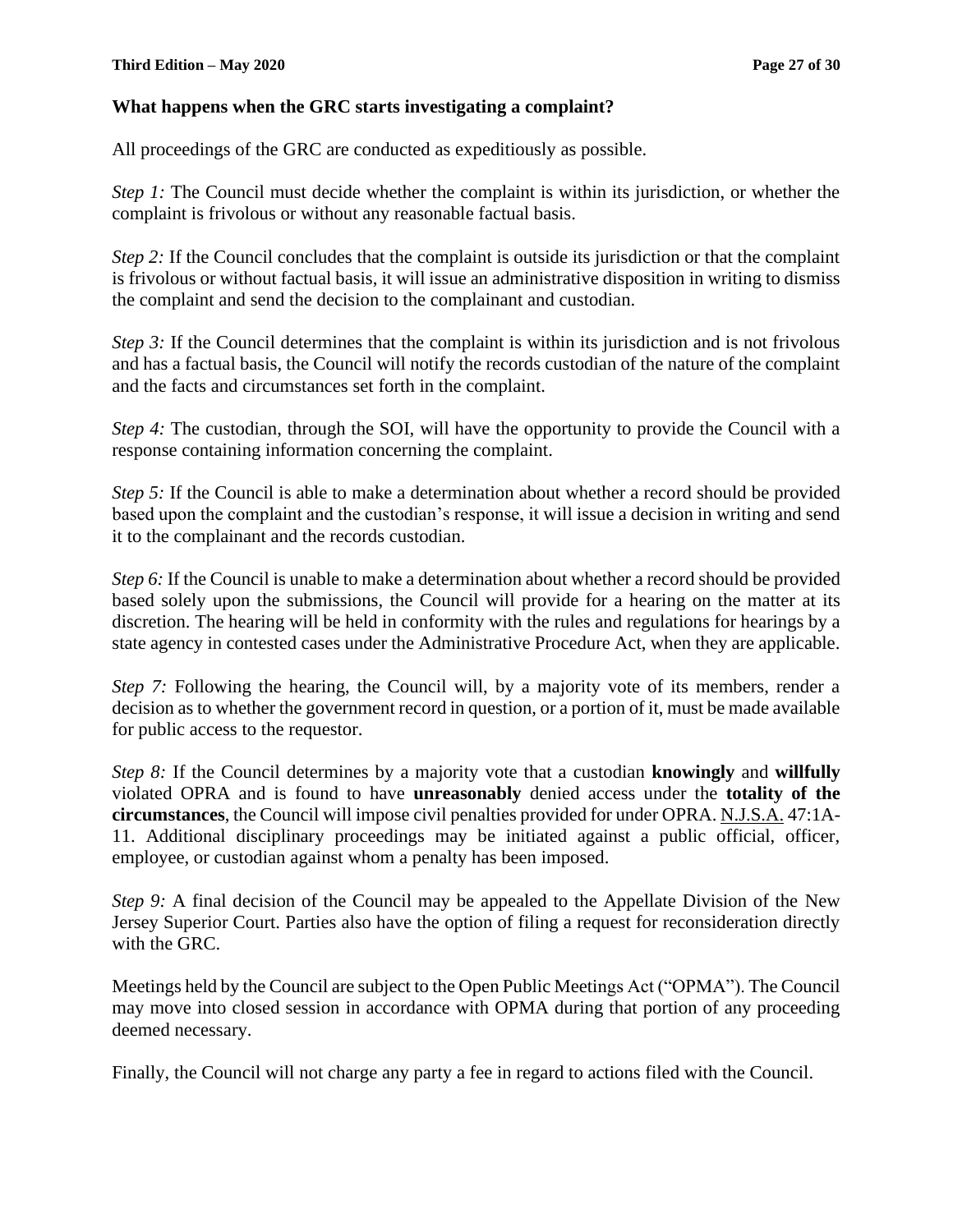### What happens when the GRC starts investigating a complaint?

All proceedings of the GRC are conducted as expeditiously as possible.

*Step 1:* The Council must decide whether the complaint is within its jurisdiction, or whether the complaint is frivolous or without any reasonable factual basis.

*Step 2:* If the Council concludes that the complaint is outside its jurisdiction or that the complaint is frivolous or without factual basis, it will issue an administrative disposition in writing to dismiss the complaint and send the decision to the complainant and custodian.

*Step 3:* If the Council determines that the complaint is within its jurisdiction and is not frivolous and has a factual basis, the Council will notify the records custodian of the nature of the complaint and the facts and circumstances set forth in the complaint.

*Step 4:* The custodian, through the SOI, will have the opportunity to provide the Council with a response containing information concerning the complaint.

*Step 5:* If the Council is able to make a determination about whether a record should be provided based upon the complaint and the custodian's response, it will issue a decision in writing and send it to the complainant and the records custodian.

*Step 6:* If the Council is unable to make a determination about whether a record should be provided based solely upon the submissions, the Council will provide for a hearing on the matter at its discretion. The hearing will be held in conformity with the rules and regulations for hearings by a state agency in contested cases under the Administrative Procedure Act, when they are applicable.

*Step 7:* Following the hearing, the Council will, by a majority vote of its members, render a decision as to whether the government record in question, or a portion of it, must be made available for public access to the requestor.

*Step 8:* If the Council determines by a majority vote that a custodian **knowingly** and **willfully** violated OPRA and is found to have **unreasonably** denied access under the **totality of the circumstances**, the Council will impose civil penalties provided for under OPRA. N.J.S.A. 47:1A-11. Additional disciplinary proceedings may be initiated against a public official, officer, employee, or custodian against whom a penalty has been imposed.

*Step 9:* A final decision of the Council may be appealed to the Appellate Division of the New Jersey Superior Court. Parties also have the option of filing a request for reconsideration directly with the GRC.

Meetings held by the Council are subject to the Open Public Meetings Act ("OPMA"). The Council may move into closed session in accordance with OPMA during that portion of any proceeding deemed necessary.

Finally, the Council will not charge any party a fee in regard to actions filed with the Council.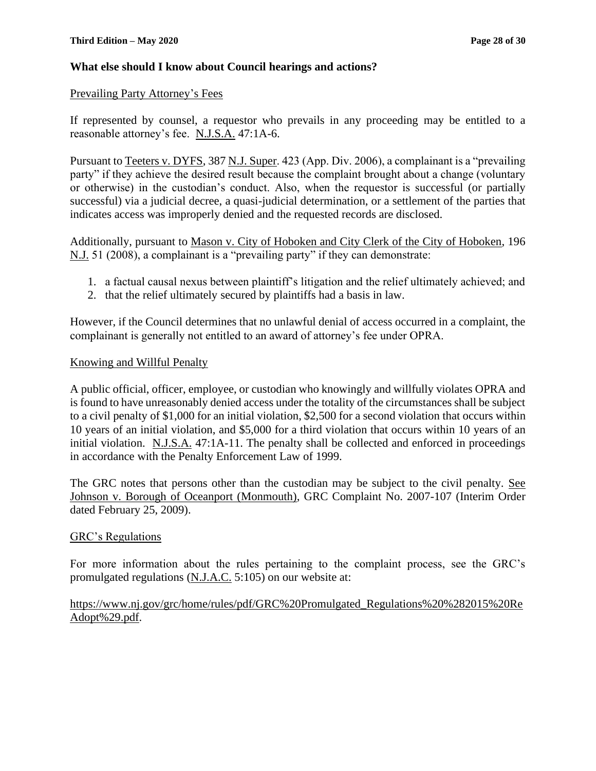### What else should I know about Council hearings and actions?

Prevailing Party Attorney's Fees

If represented by counsel, a requestor who prevails in any proceeding may be entitled to a reasonable attorney's fee. N.J.S.A. 47:1A-6.

Pursuant to Teeters v. DYFS, 387 N.J. Super. 423 (App. Div. 2006), a complainant is a "prevailing party" if they achieve the desired result because the complaint brought about a change (voluntary or otherwise) in the custodian's conduct. Also, when the requestor is successful (or partially successful) via a judicial decree, a quasi-judicial determination, or a settlement of the parties that indicates access was improperly denied and the requested records are disclosed.

Additionally, pursuant to Mason v. City of Hoboken and City Clerk of the City of Hoboken, 196 N.J. 51 (2008), a complainant is a "prevailing party" if they can demonstrate:

1. a factual causal nexus between plaintiff's litigation and the relief ultimately achieved; and
2. that the relief ultimately secured by plaintiffs had a basis in law.

However, if the Council determines that no unlawful denial of access occurred in a complaint, the complainant is generally not entitled to an award of attorney's fee under OPRA.

Knowing and Willful Penalty

A public official, officer, employee, or custodian who knowingly and willfully violates OPRA and is found to have unreasonably denied access under the totality of the circumstances shall be subject to a civil penalty of $1,000 for an initial violation, $2,500 for a second violation that occurs within 10 years of an initial violation, and $5,000 for a third violation that occurs within 10 years of an initial violation. N.J.S.A. 47:1A-11. The penalty shall be collected and enforced in proceedings in accordance with the Penalty Enforcement Law of 1999.

The GRC notes that persons other than the custodian may be subject to the civil penalty. See Johnson v. Borough of Oceanport (Monmouth), GRC Complaint No. 2007-107 (Interim Order dated February 25, 2009).

GRC's Regulations

For more information about the rules pertaining to the complaint process, see the GRC's promulgated regulations (N.J.A.C. 5:105) on our website at:

https://www.nj.gov/grc/home/rules/pdf/GRC%20Promulgated_Regulations%20%282015%20ReAdopt%29.pdf.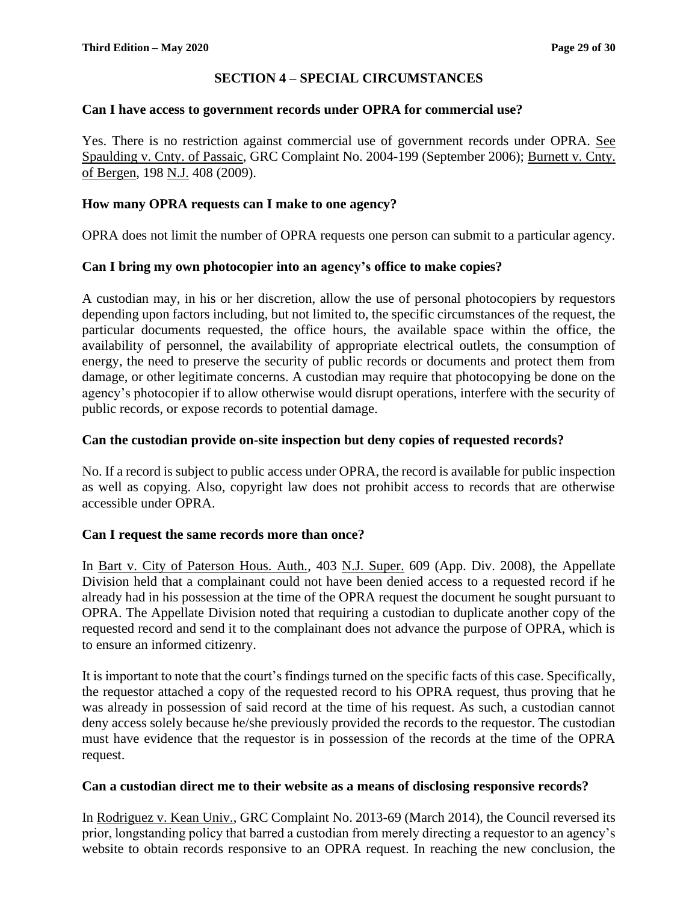## SECTION 4 – SPECIAL CIRCUMSTANCES

### Can I have access to government records under OPRA for commercial use?

Yes. There is no restriction against commercial use of government records under OPRA. See Spaulding v. Cnty. of Passaic, GRC Complaint No. 2004-199 (September 2006); Burnett v. Cnty. of Bergen, 198 N.J. 408 (2009).

### How many OPRA requests can I make to one agency?

OPRA does not limit the number of OPRA requests one person can submit to a particular agency.

### Can I bring my own photocopier into an agency's office to make copies?

A custodian may, in his or her discretion, allow the use of personal photocopiers by requestors depending upon factors including, but not limited to, the specific circumstances of the request, the particular documents requested, the office hours, the available space within the office, the availability of personnel, the availability of appropriate electrical outlets, the consumption of energy, the need to preserve the security of public records or documents and protect them from damage, or other legitimate concerns. A custodian may require that photocopying be done on the agency's photocopier if to allow otherwise would disrupt operations, interfere with the security of public records, or expose records to potential damage.

### Can the custodian provide on-site inspection but deny copies of requested records?

No. If a record is subject to public access under OPRA, the record is available for public inspection as well as copying. Also, copyright law does not prohibit access to records that are otherwise accessible under OPRA.

### Can I request the same records more than once?

In Bart v. City of Paterson Hous. Auth., 403 N.J. Super. 609 (App. Div. 2008), the Appellate Division held that a complainant could not have been denied access to a requested record if he already had in his possession at the time of the OPRA request the document he sought pursuant to OPRA. The Appellate Division noted that requiring a custodian to duplicate another copy of the requested record and send it to the complainant does not advance the purpose of OPRA, which is to ensure an informed citizenry.

It is important to note that the court's findings turned on the specific facts of this case. Specifically, the requestor attached a copy of the requested record to his OPRA request, thus proving that he was already in possession of said record at the time of his request. As such, a custodian cannot deny access solely because he/she previously provided the records to the requestor. The custodian must have evidence that the requestor is in possession of the records at the time of the OPRA request.

### Can a custodian direct me to their website as a means of disclosing responsive records?

In Rodriguez v. Kean Univ., GRC Complaint No. 2013-69 (March 2014), the Council reversed its prior, longstanding policy that barred a custodian from merely directing a requestor to an agency's website to obtain records responsive to an OPRA request. In reaching the new conclusion, the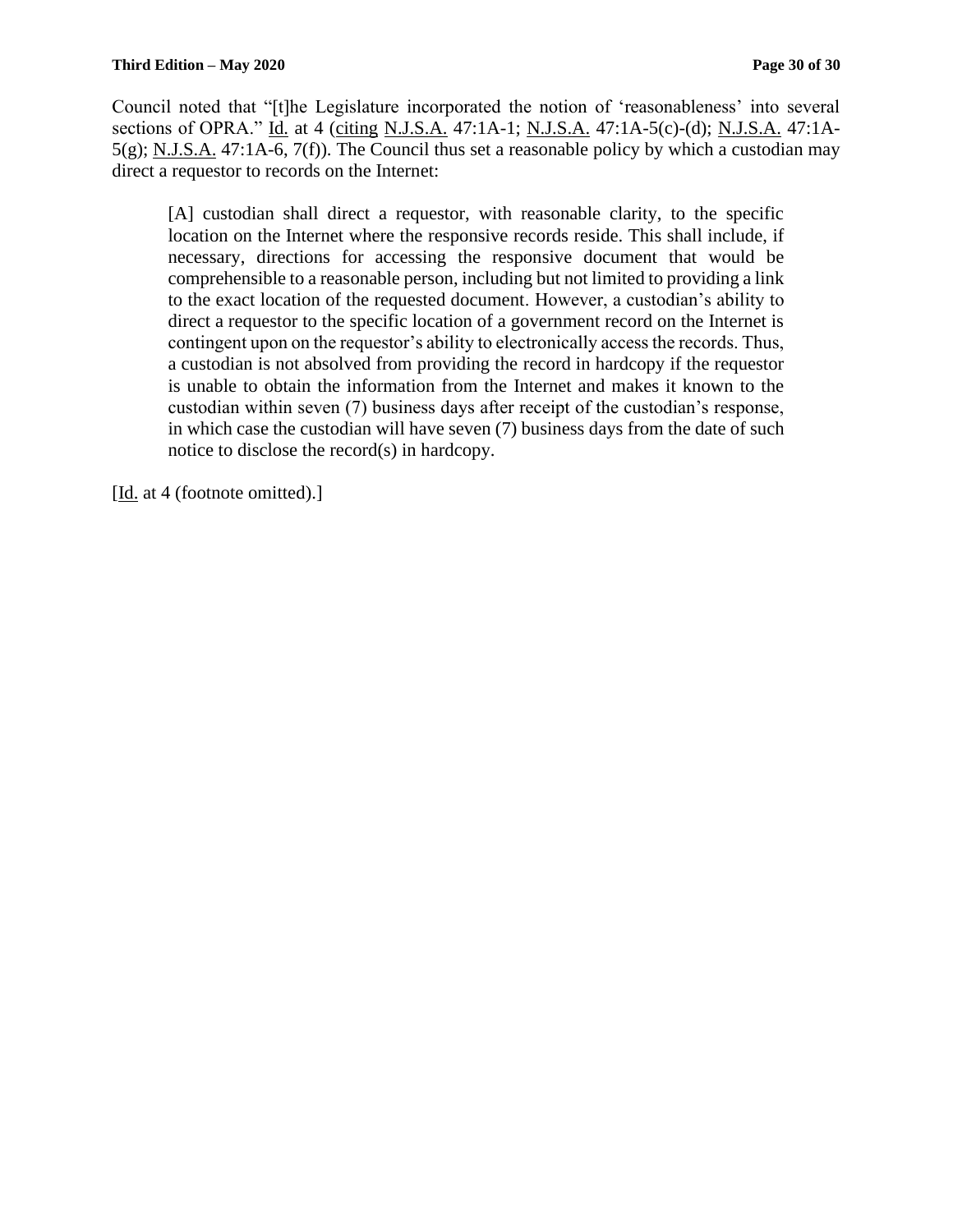Council noted that "[t]he Legislature incorporated the notion of 'reasonableness' into several sections of OPRA." Id. at 4 (citing N.J.S.A. 47:1A-1; N.J.S.A. 47:1A-5(c)-(d); N.J.S.A. 47:1A-5(g); N.J.S.A. 47:1A-6, 7(f)). The Council thus set a reasonable policy by which a custodian may direct a requestor to records on the Internet:

> [A] custodian shall direct a requestor, with reasonable clarity, to the specific location on the Internet where the responsive records reside. This shall include, if necessary, directions for accessing the responsive document that would be comprehensible to a reasonable person, including but not limited to providing a link to the exact location of the requested document. However, a custodian's ability to direct a requestor to the specific location of a government record on the Internet is contingent upon on the requestor's ability to electronically access the records. Thus, a custodian is not absolved from providing the record in hardcopy if the requestor is unable to obtain the information from the Internet and makes it known to the custodian within seven (7) business days after receipt of the custodian's response, in which case the custodian will have seven (7) business days from the date of such notice to disclose the record(s) in hardcopy.

[Id. at 4 (footnote omitted).]